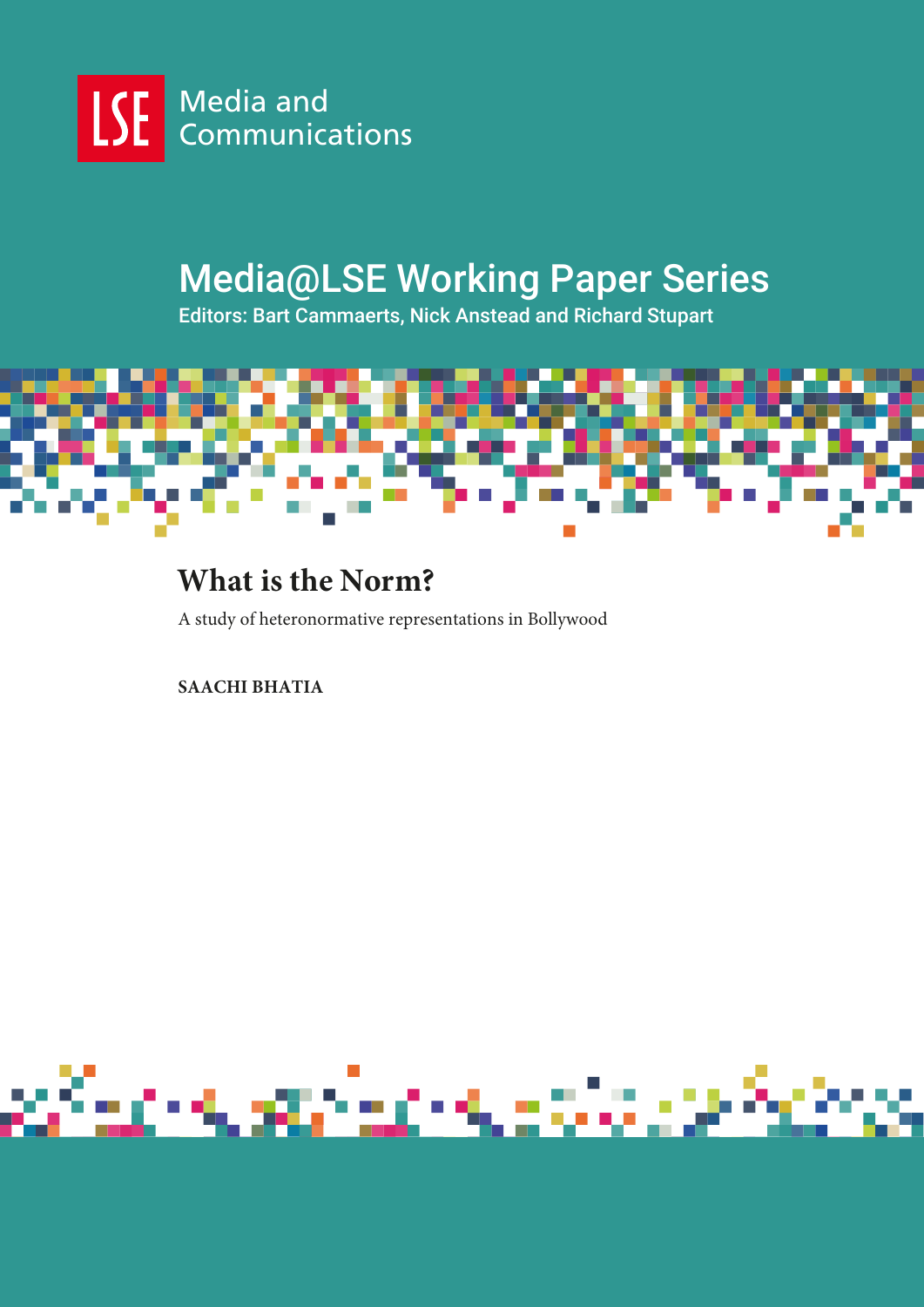LSE Media and Communications

# Media@LSE Working Paper Series

Editors: Bart Cammaerts, Nick Anstead and Richard Stupart

## What is the Norm?

A study of heteronormative representations in Bollywood

**SAACHI BHATIA**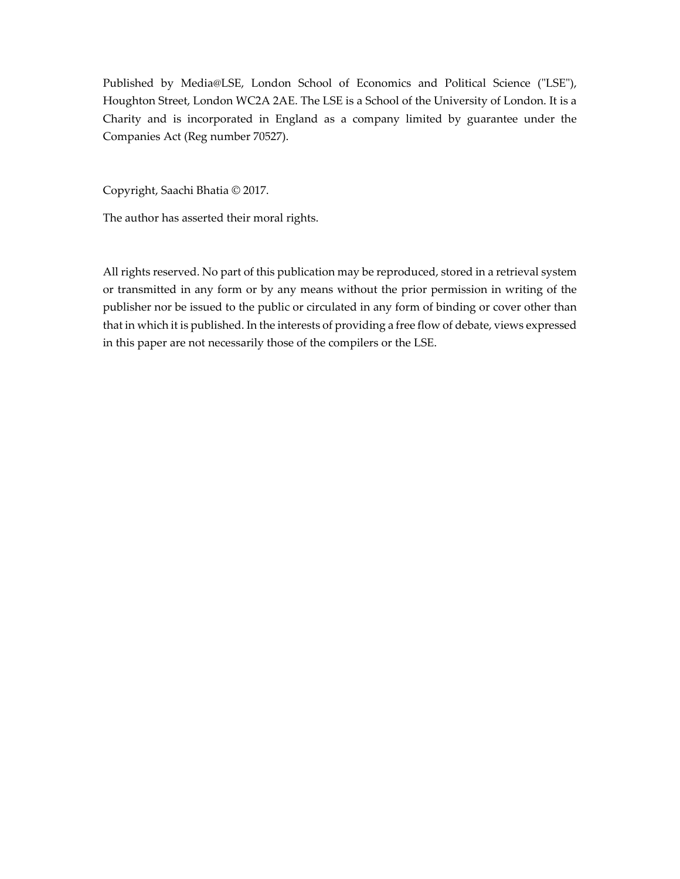Published by Media@LSE, London School of Economics and Political Science ("LSE"), Houghton Street, London WC2A 2AE. The LSE is a School of the University of London. It is a Charity and is incorporated in England as a company limited by guarantee under the Companies Act (Reg number 70527).

Copyright, Saachi Bhatia © 2017.

The author has asserted their moral rights.

All rights reserved. No part of this publication may be reproduced, stored in a retrieval system or transmitted in any form or by any means without the prior permission in writing of the publisher nor be issued to the public or circulated in any form of binding or cover other than that in which it is published. In the interests of providing a free flow of debate, views expressed in this paper are not necessarily those of the compilers or the LSE.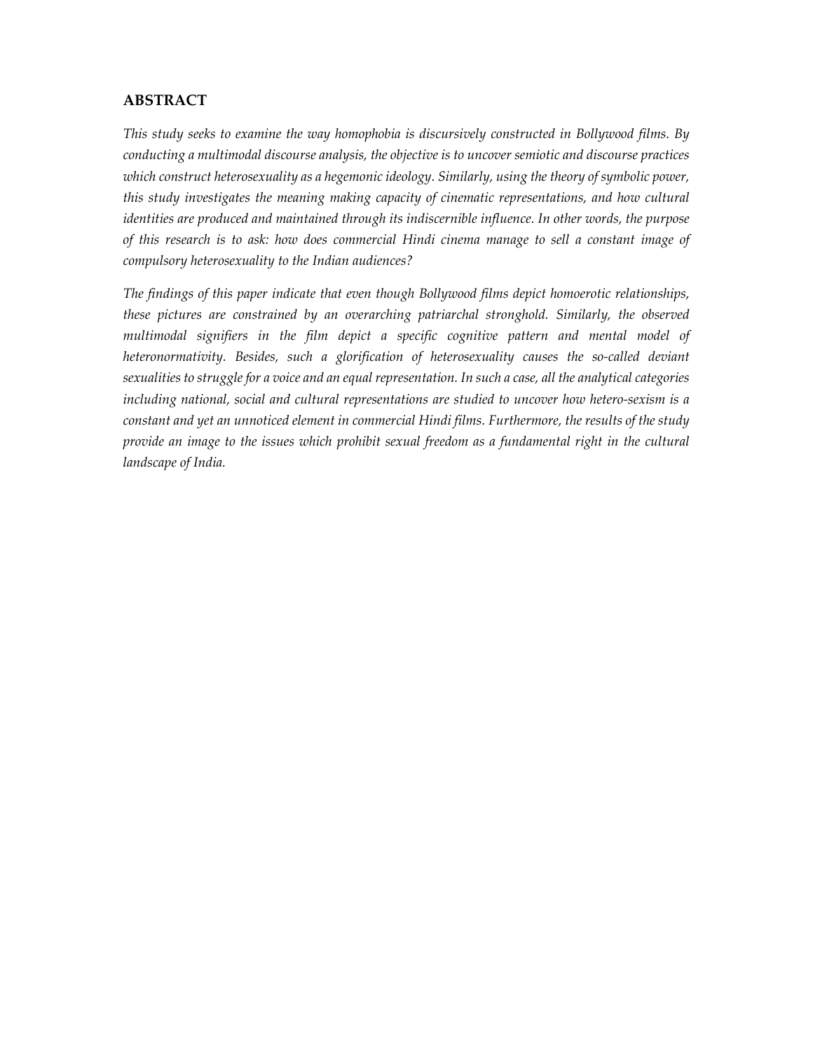## ABSTRACT

*This study seeks to examine the way homophobia is discursively constructed in Bollywood films. By conducting a multimodal discourse analysis, the objective is to uncover semiotic and discourse practices which construct heterosexuality as a hegemonic ideology. Similarly, using the theory of symbolic power, this study investigates the meaning making capacity of cinematic representations, and how cultural identities are produced and maintained through its indiscernible influence. In other words, the purpose of this research is to ask: how does commercial Hindi cinema manage to sell a constant image of compulsory heterosexuality to the Indian audiences?*

*The findings of this paper indicate that even though Bollywood films depict homoerotic relationships, these pictures are constrained by an overarching patriarchal stronghold. Similarly, the observed multimodal signifiers in the film depict a specific cognitive pattern and mental model of heteronormativity. Besides, such a glorification of heterosexuality causes the so-called deviant sexualities to struggle for a voice and an equal representation. In such a case, all the analytical categories including national, social and cultural representations are studied to uncover how hetero-sexism is a constant and yet an unnoticed element in commercial Hindi films. Furthermore, the results of the study provide an image to the issues which prohibit sexual freedom as a fundamental right in the cultural landscape of India.*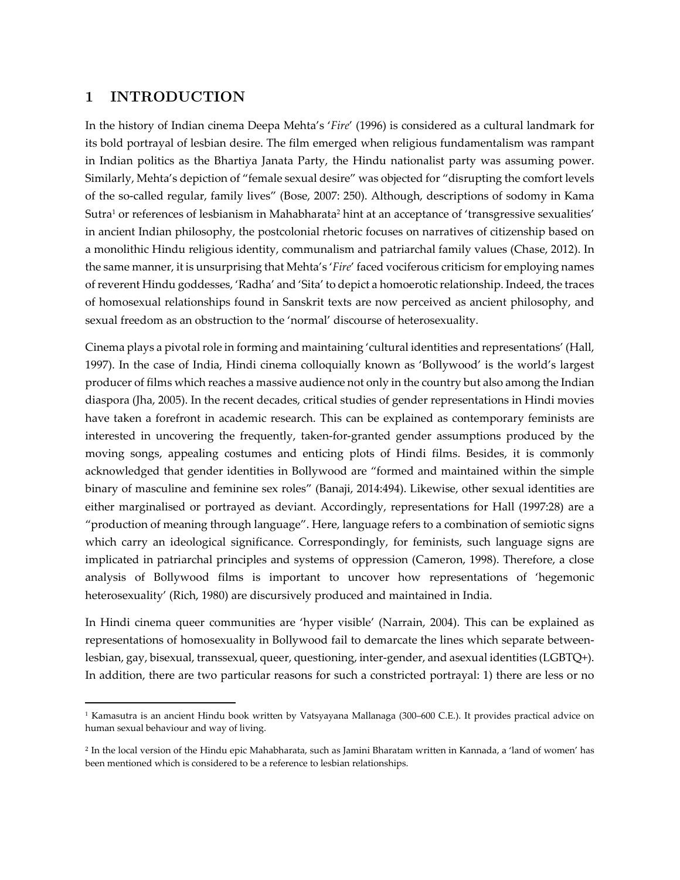## 1 INTRODUCTION

In the history of Indian cinema Deepa Mehta's '*Fire*' (1996) is considered as a cultural landmark for its bold portrayal of lesbian desire. The film emerged when religious fundamentalism was rampant in Indian politics as the Bhartiya Janata Party, the Hindu nationalist party was assuming power. Similarly, Mehta's depiction of "female sexual desire" was objected for "disrupting the comfort levels of the so-called regular, family lives" (Bose, 2007: 250). Although, descriptions of sodomy in Kama Sutra[1] or references of lesbianism in Mahabharata[2] hint at an acceptance of 'transgressive sexualities' in ancient Indian philosophy, the postcolonial rhetoric focuses on narratives of citizenship based on a monolithic Hindu religious identity, communalism and patriarchal family values (Chase, 2012). In the same manner, it is unsurprising that Mehta's '*Fire*' faced vociferous criticism for employing names of reverent Hindu goddesses, 'Radha' and 'Sita' to depict a homoerotic relationship. Indeed, the traces of homosexual relationships found in Sanskrit texts are now perceived as ancient philosophy, and sexual freedom as an obstruction to the 'normal' discourse of heterosexuality.

Cinema plays a pivotal role in forming and maintaining 'cultural identities and representations' (Hall, 1997). In the case of India, Hindi cinema colloquially known as 'Bollywood' is the world's largest producer of films which reaches a massive audience not only in the country but also among the Indian diaspora (Jha, 2005). In the recent decades, critical studies of gender representations in Hindi movies have taken a forefront in academic research. This can be explained as contemporary feminists are interested in uncovering the frequently, taken-for-granted gender assumptions produced by the moving songs, appealing costumes and enticing plots of Hindi films. Besides, it is commonly acknowledged that gender identities in Bollywood are "formed and maintained within the simple binary of masculine and feminine sex roles" (Banaji, 2014:494). Likewise, other sexual identities are either marginalised or portrayed as deviant. Accordingly, representations for Hall (1997:28) are a "production of meaning through language". Here, language refers to a combination of semiotic signs which carry an ideological significance. Correspondingly, for feminists, such language signs are implicated in patriarchal principles and systems of oppression (Cameron, 1998). Therefore, a close analysis of Bollywood films is important to uncover how representations of 'hegemonic heterosexuality' (Rich, 1980) are discursively produced and maintained in India.

In Hindi cinema queer communities are 'hyper visible' (Narrain, 2004). This can be explained as representations of homosexuality in Bollywood fail to demarcate the lines which separate between-lesbian, gay, bisexual, transsexual, queer, questioning, inter-gender, and asexual identities (LGBTQ+). In addition, there are two particular reasons for such a constricted portrayal: 1) there are less or no

---

[1] Kamasutra is an ancient Hindu book written by Vatsyayana Mallanaga (300–600 C.E.). It provides practical advice on human sexual behaviour and way of living.

[2] In the local version of the Hindu epic Mahabharata, such as Jamini Bharatam written in Kannada, a 'land of women' has been mentioned which is considered to be a reference to lesbian relationships.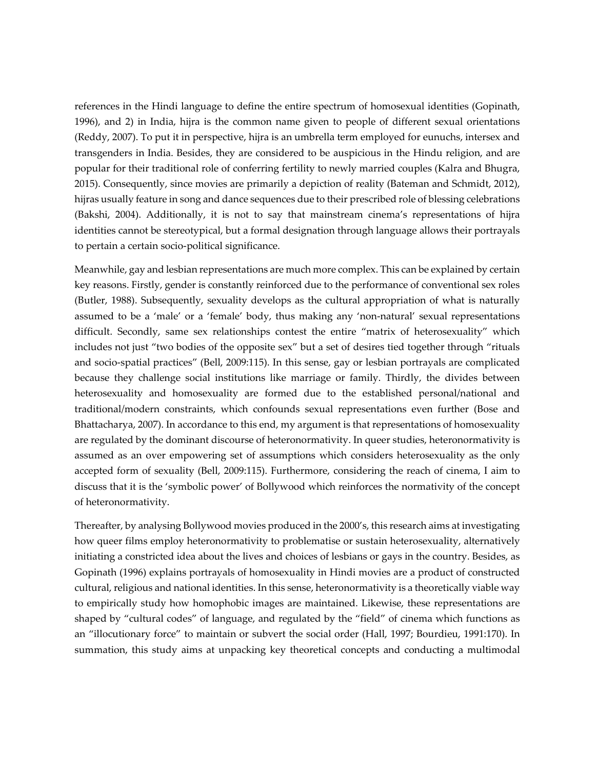references in the Hindi language to define the entire spectrum of homosexual identities (Gopinath, 1996), and 2) in India, hijra is the common name given to people of different sexual orientations (Reddy, 2007). To put it in perspective, hijra is an umbrella term employed for eunuchs, intersex and transgenders in India. Besides, they are considered to be auspicious in the Hindu religion, and are popular for their traditional role of conferring fertility to newly married couples (Kalra and Bhugra, 2015). Consequently, since movies are primarily a depiction of reality (Bateman and Schmidt, 2012), hijras usually feature in song and dance sequences due to their prescribed role of blessing celebrations (Bakshi, 2004). Additionally, it is not to say that mainstream cinema's representations of hijra identities cannot be stereotypical, but a formal designation through language allows their portrayals to pertain a certain socio-political significance.

Meanwhile, gay and lesbian representations are much more complex. This can be explained by certain key reasons. Firstly, gender is constantly reinforced due to the performance of conventional sex roles (Butler, 1988). Subsequently, sexuality develops as the cultural appropriation of what is naturally assumed to be a 'male' or a 'female' body, thus making any 'non-natural' sexual representations difficult. Secondly, same sex relationships contest the entire "matrix of heterosexuality" which includes not just "two bodies of the opposite sex" but a set of desires tied together through "rituals and socio-spatial practices" (Bell, 2009:115). In this sense, gay or lesbian portrayals are complicated because they challenge social institutions like marriage or family. Thirdly, the divides between heterosexuality and homosexuality are formed due to the established personal/national and traditional/modern constraints, which confounds sexual representations even further (Bose and Bhattacharya, 2007). In accordance to this end, my argument is that representations of homosexuality are regulated by the dominant discourse of heteronormativity. In queer studies, heteronormativity is assumed as an over empowering set of assumptions which considers heterosexuality as the only accepted form of sexuality (Bell, 2009:115). Furthermore, considering the reach of cinema, I aim to discuss that it is the 'symbolic power' of Bollywood which reinforces the normativity of the concept of heteronormativity.

Thereafter, by analysing Bollywood movies produced in the 2000's, this research aims at investigating how queer films employ heteronormativity to problematise or sustain heterosexuality, alternatively initiating a constricted idea about the lives and choices of lesbians or gays in the country. Besides, as Gopinath (1996) explains portrayals of homosexuality in Hindi movies are a product of constructed cultural, religious and national identities. In this sense, heteronormativity is a theoretically viable way to empirically study how homophobic images are maintained. Likewise, these representations are shaped by "cultural codes" of language, and regulated by the "field" of cinema which functions as an "illocutionary force" to maintain or subvert the social order (Hall, 1997; Bourdieu, 1991:170). In summation, this study aims at unpacking key theoretical concepts and conducting a multimodal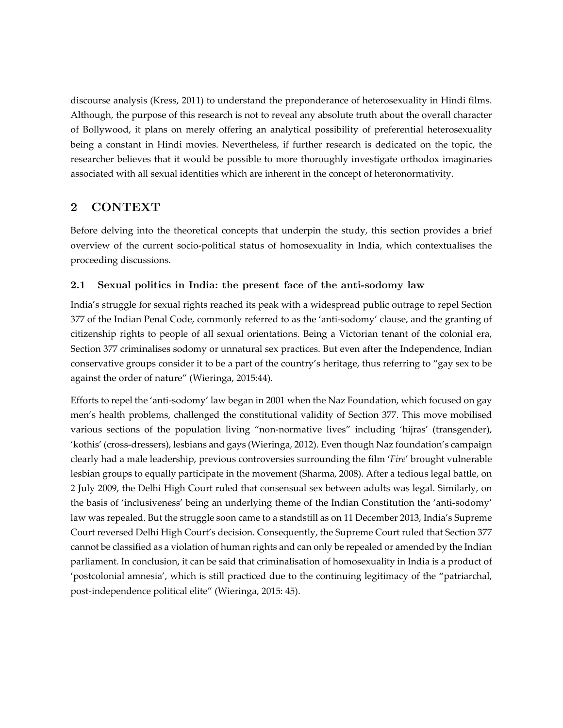discourse analysis (Kress, 2011) to understand the preponderance of heterosexuality in Hindi films. Although, the purpose of this research is not to reveal any absolute truth about the overall character of Bollywood, it plans on merely offering an analytical possibility of preferential heterosexuality being a constant in Hindi movies. Nevertheless, if further research is dedicated on the topic, the researcher believes that it would be possible to more thoroughly investigate orthodox imaginaries associated with all sexual identities which are inherent in the concept of heteronormativity.

## 2 CONTEXT

Before delving into the theoretical concepts that underpin the study, this section provides a brief overview of the current socio-political status of homosexuality in India, which contextualises the proceeding discussions.

### 2.1 Sexual politics in India: the present face of the anti-sodomy law

India's struggle for sexual rights reached its peak with a widespread public outrage to repel Section 377 of the Indian Penal Code, commonly referred to as the 'anti-sodomy' clause, and the granting of citizenship rights to people of all sexual orientations. Being a Victorian tenant of the colonial era, Section 377 criminalises sodomy or unnatural sex practices. But even after the Independence, Indian conservative groups consider it to be a part of the country's heritage, thus referring to "gay sex to be against the order of nature" (Wieringa, 2015:44).

Efforts to repel the 'anti-sodomy' law began in 2001 when the Naz Foundation, which focused on gay men's health problems, challenged the constitutional validity of Section 377. This move mobilised various sections of the population living "non-normative lives" including 'hijras' (transgender), 'kothis' (cross-dressers), lesbians and gays (Wieringa, 2012). Even though Naz foundation's campaign clearly had a male leadership, previous controversies surrounding the film '*Fire*' brought vulnerable lesbian groups to equally participate in the movement (Sharma, 2008). After a tedious legal battle, on 2 July 2009, the Delhi High Court ruled that consensual sex between adults was legal. Similarly, on the basis of 'inclusiveness' being an underlying theme of the Indian Constitution the 'anti-sodomy' law was repealed. But the struggle soon came to a standstill as on 11 December 2013, India's Supreme Court reversed Delhi High Court's decision. Consequently, the Supreme Court ruled that Section 377 cannot be classified as a violation of human rights and can only be repealed or amended by the Indian parliament. In conclusion, it can be said that criminalisation of homosexuality in India is a product of 'postcolonial amnesia', which is still practiced due to the continuing legitimacy of the "patriarchal, post-independence political elite" (Wieringa, 2015: 45).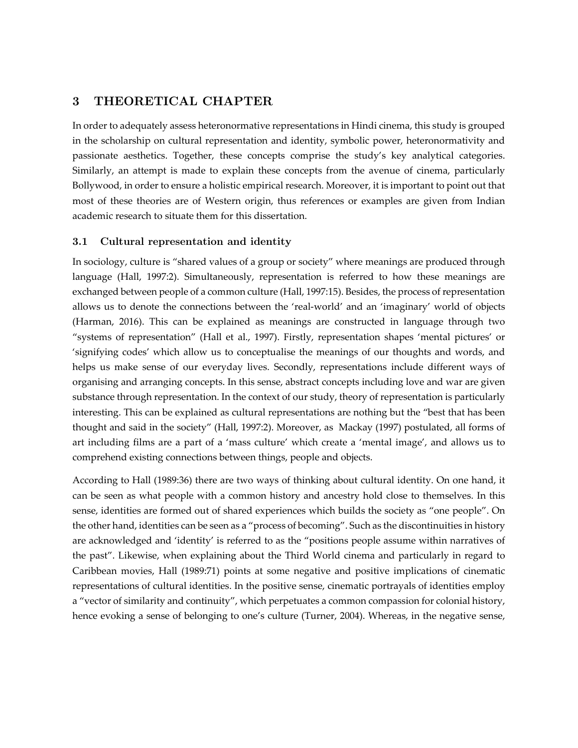## 3 THEORETICAL CHAPTER

In order to adequately assess heteronormative representations in Hindi cinema, this study is grouped in the scholarship on cultural representation and identity, symbolic power, heteronormativity and passionate aesthetics. Together, these concepts comprise the study's key analytical categories. Similarly, an attempt is made to explain these concepts from the avenue of cinema, particularly Bollywood, in order to ensure a holistic empirical research. Moreover, it is important to point out that most of these theories are of Western origin, thus references or examples are given from Indian academic research to situate them for this dissertation.

### 3.1 Cultural representation and identity

In sociology, culture is "shared values of a group or society" where meanings are produced through language (Hall, 1997:2). Simultaneously, representation is referred to how these meanings are exchanged between people of a common culture (Hall, 1997:15). Besides, the process of representation allows us to denote the connections between the 'real-world' and an 'imaginary' world of objects (Harman, 2016). This can be explained as meanings are constructed in language through two "systems of representation" (Hall et al., 1997). Firstly, representation shapes 'mental pictures' or 'signifying codes' which allow us to conceptualise the meanings of our thoughts and words, and helps us make sense of our everyday lives. Secondly, representations include different ways of organising and arranging concepts. In this sense, abstract concepts including love and war are given substance through representation. In the context of our study, theory of representation is particularly interesting. This can be explained as cultural representations are nothing but the "best that has been thought and said in the society" (Hall, 1997:2). Moreover, as Mackay (1997) postulated, all forms of art including films are a part of a 'mass culture' which create a 'mental image', and allows us to comprehend existing connections between things, people and objects.

According to Hall (1989:36) there are two ways of thinking about cultural identity. On one hand, it can be seen as what people with a common history and ancestry hold close to themselves. In this sense, identities are formed out of shared experiences which builds the society as "one people". On the other hand, identities can be seen as a "process of becoming". Such as the discontinuities in history are acknowledged and 'identity' is referred to as the "positions people assume within narratives of the past". Likewise, when explaining about the Third World cinema and particularly in regard to Caribbean movies, Hall (1989:71) points at some negative and positive implications of cinematic representations of cultural identities. In the positive sense, cinematic portrayals of identities employ a "vector of similarity and continuity", which perpetuates a common compassion for colonial history, hence evoking a sense of belonging to one's culture (Turner, 2004). Whereas, in the negative sense,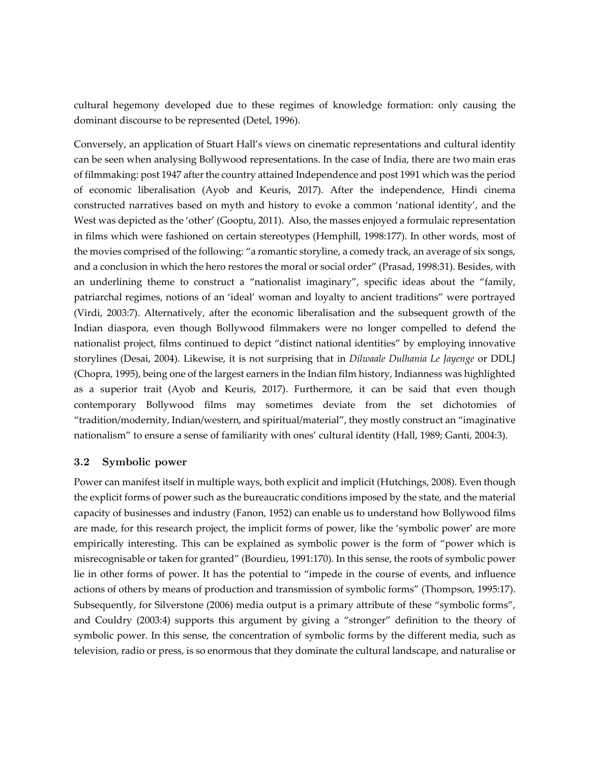cultural hegemony developed due to these regimes of knowledge formation: only causing the dominant discourse to be represented (Detel, 1996).

Conversely, an application of Stuart Hall's views on cinematic representations and cultural identity can be seen when analysing Bollywood representations. In the case of India, there are two main eras of filmmaking: post 1947 after the country attained Independence and post 1991 which was the period of economic liberalisation (Ayob and Keuris, 2017). After the independence, Hindi cinema constructed narratives based on myth and history to evoke a common 'national identity', and the West was depicted as the 'other' (Gooptu, 2011). Also, the masses enjoyed a formulaic representation in films which were fashioned on certain stereotypes (Hemphill, 1998:177). In other words, most of the movies comprised of the following: "a romantic storyline, a comedy track, an average of six songs, and a conclusion in which the hero restores the moral or social order" (Prasad, 1998:31). Besides, with an underlining theme to construct a "nationalist imaginary", specific ideas about the "family, patriarchal regimes, notions of an 'ideal' woman and loyalty to ancient traditions" were portrayed (Virdi, 2003:7). Alternatively, after the economic liberalisation and the subsequent growth of the Indian diaspora, even though Bollywood filmmakers were no longer compelled to defend the nationalist project, films continued to depict "distinct national identities" by employing innovative storylines (Desai, 2004). Likewise, it is not surprising that in *Dilwaale Dulhania Le Jayenge* or DDLJ (Chopra, 1995), being one of the largest earners in the Indian film history, Indianness was highlighted as a superior trait (Ayob and Keuris, 2017). Furthermore, it can be said that even though contemporary Bollywood films may sometimes deviate from the set dichotomies of "tradition/modernity, Indian/western, and spiritual/material", they mostly construct an "imaginative nationalism" to ensure a sense of familiarity with ones' cultural identity (Hall, 1989; Ganti, 2004:3).

### 3.2 Symbolic power

Power can manifest itself in multiple ways, both explicit and implicit (Hutchings, 2008). Even though the explicit forms of power such as the bureaucratic conditions imposed by the state, and the material capacity of businesses and industry (Fanon, 1952) can enable us to understand how Bollywood films are made, for this research project, the implicit forms of power, like the 'symbolic power' are more empirically interesting. This can be explained as symbolic power is the form of "power which is misrecognisable or taken for granted" (Bourdieu, 1991:170). In this sense, the roots of symbolic power lie in other forms of power. It has the potential to "impede in the course of events, and influence actions of others by means of production and transmission of symbolic forms" (Thompson, 1995:17). Subsequently, for Silverstone (2006) media output is a primary attribute of these "symbolic forms", and Couldry (2003:4) supports this argument by giving a "stronger" definition to the theory of symbolic power. In this sense, the concentration of symbolic forms by the different media, such as television, radio or press, is so enormous that they dominate the cultural landscape, and naturalise or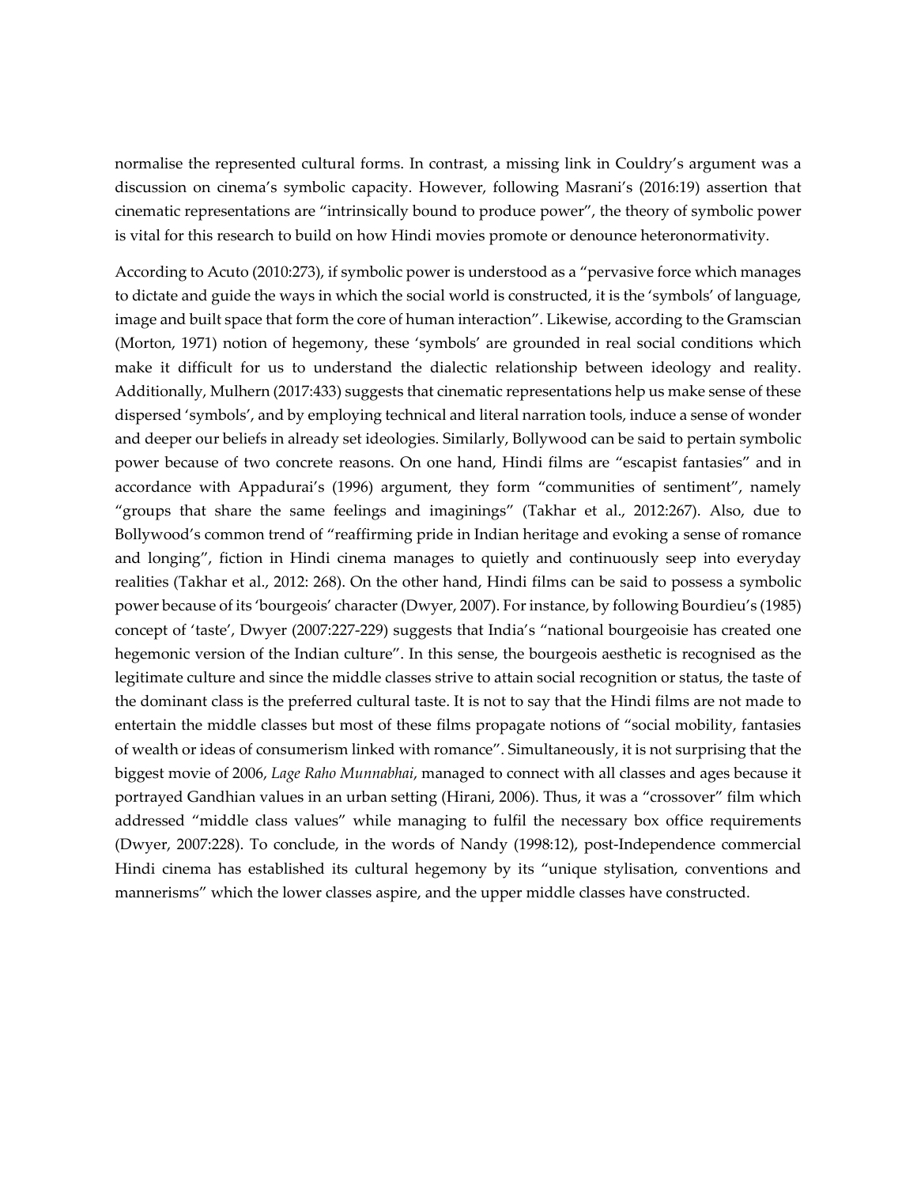normalise the represented cultural forms. In contrast, a missing link in Couldry's argument was a discussion on cinema's symbolic capacity. However, following Masrani's (2016:19) assertion that cinematic representations are "intrinsically bound to produce power", the theory of symbolic power is vital for this research to build on how Hindi movies promote or denounce heteronormativity.

According to Acuto (2010:273), if symbolic power is understood as a "pervasive force which manages to dictate and guide the ways in which the social world is constructed, it is the 'symbols' of language, image and built space that form the core of human interaction". Likewise, according to the Gramscian (Morton, 1971) notion of hegemony, these 'symbols' are grounded in real social conditions which make it difficult for us to understand the dialectic relationship between ideology and reality. Additionally, Mulhern (2017:433) suggests that cinematic representations help us make sense of these dispersed 'symbols', and by employing technical and literal narration tools, induce a sense of wonder and deeper our beliefs in already set ideologies. Similarly, Bollywood can be said to pertain symbolic power because of two concrete reasons. On one hand, Hindi films are "escapist fantasies" and in accordance with Appadurai's (1996) argument, they form "communities of sentiment", namely "groups that share the same feelings and imaginings" (Takhar et al., 2012:267). Also, due to Bollywood's common trend of "reaffirming pride in Indian heritage and evoking a sense of romance and longing", fiction in Hindi cinema manages to quietly and continuously seep into everyday realities (Takhar et al., 2012: 268). On the other hand, Hindi films can be said to possess a symbolic power because of its 'bourgeois' character (Dwyer, 2007). For instance, by following Bourdieu's (1985) concept of 'taste', Dwyer (2007:227-229) suggests that India's "national bourgeoisie has created one hegemonic version of the Indian culture". In this sense, the bourgeois aesthetic is recognised as the legitimate culture and since the middle classes strive to attain social recognition or status, the taste of the dominant class is the preferred cultural taste. It is not to say that the Hindi films are not made to entertain the middle classes but most of these films propagate notions of "social mobility, fantasies of wealth or ideas of consumerism linked with romance". Simultaneously, it is not surprising that the biggest movie of 2006, *Lage Raho Munnabhai*, managed to connect with all classes and ages because it portrayed Gandhian values in an urban setting (Hirani, 2006). Thus, it was a "crossover" film which addressed "middle class values" while managing to fulfil the necessary box office requirements (Dwyer, 2007:228). To conclude, in the words of Nandy (1998:12), post-Independence commercial Hindi cinema has established its cultural hegemony by its "unique stylisation, conventions and mannerisms" which the lower classes aspire, and the upper middle classes have constructed.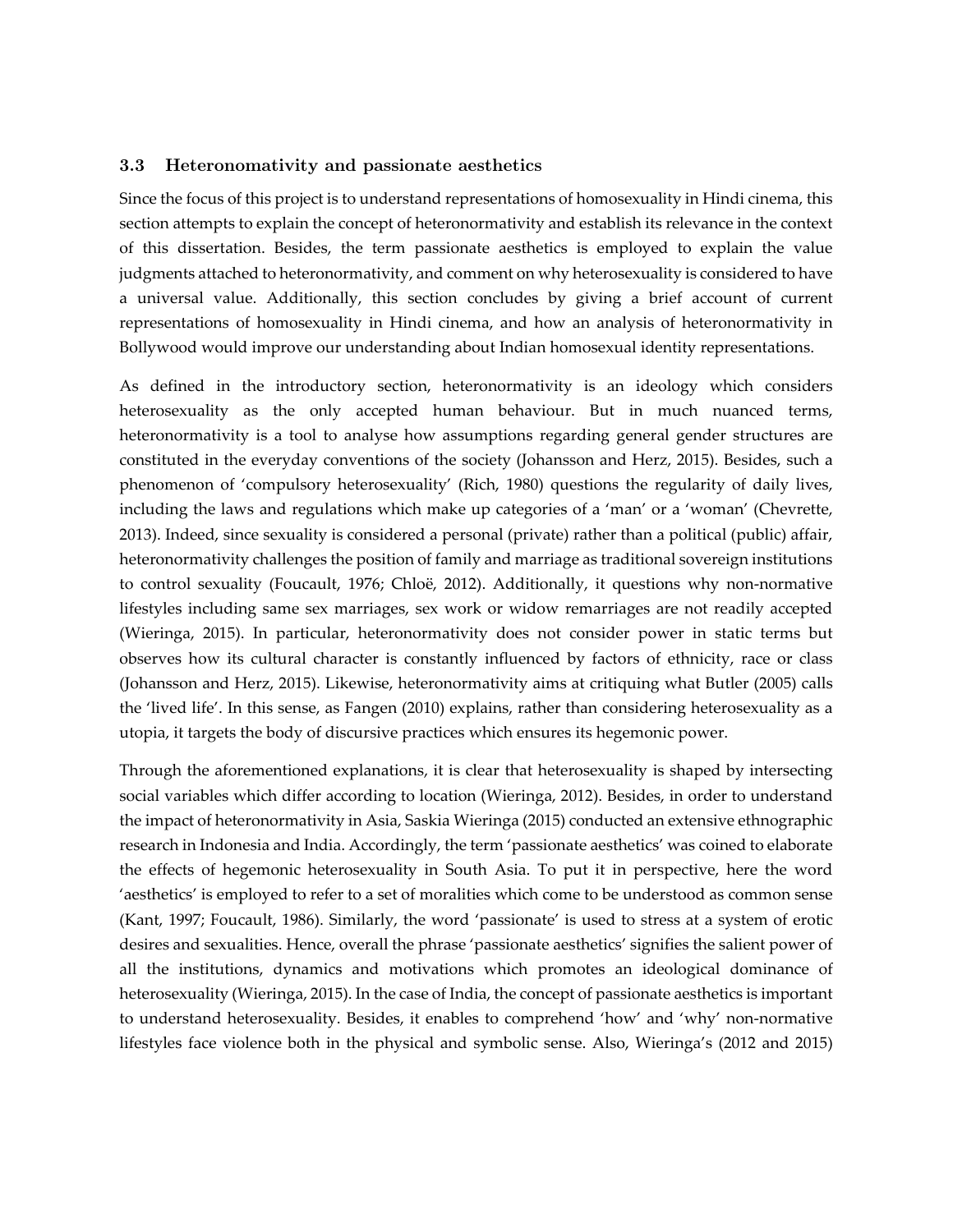### 3.3 Heteronomativity and passionate aesthetics

Since the focus of this project is to understand representations of homosexuality in Hindi cinema, this section attempts to explain the concept of heteronormativity and establish its relevance in the context of this dissertation. Besides, the term passionate aesthetics is employed to explain the value judgments attached to heteronormativity, and comment on why heterosexuality is considered to have a universal value. Additionally, this section concludes by giving a brief account of current representations of homosexuality in Hindi cinema, and how an analysis of heteronormativity in Bollywood would improve our understanding about Indian homosexual identity representations.

As defined in the introductory section, heteronormativity is an ideology which considers heterosexuality as the only accepted human behaviour. But in much nuanced terms, heteronormativity is a tool to analyse how assumptions regarding general gender structures are constituted in the everyday conventions of the society (Johansson and Herz, 2015). Besides, such a phenomenon of 'compulsory heterosexuality' (Rich, 1980) questions the regularity of daily lives, including the laws and regulations which make up categories of a 'man' or a 'woman' (Chevrette, 2013). Indeed, since sexuality is considered a personal (private) rather than a political (public) affair, heteronormativity challenges the position of family and marriage as traditional sovereign institutions to control sexuality (Foucault, 1976; Chloë, 2012). Additionally, it questions why non-normative lifestyles including same sex marriages, sex work or widow remarriages are not readily accepted (Wieringa, 2015). In particular, heteronormativity does not consider power in static terms but observes how its cultural character is constantly influenced by factors of ethnicity, race or class (Johansson and Herz, 2015). Likewise, heteronormativity aims at critiquing what Butler (2005) calls the 'lived life'. In this sense, as Fangen (2010) explains, rather than considering heterosexuality as a utopia, it targets the body of discursive practices which ensures its hegemonic power.

Through the aforementioned explanations, it is clear that heterosexuality is shaped by intersecting social variables which differ according to location (Wieringa, 2012). Besides, in order to understand the impact of heteronormativity in Asia, Saskia Wieringa (2015) conducted an extensive ethnographic research in Indonesia and India. Accordingly, the term 'passionate aesthetics' was coined to elaborate the effects of hegemonic heterosexuality in South Asia. To put it in perspective, here the word 'aesthetics' is employed to refer to a set of moralities which come to be understood as common sense (Kant, 1997; Foucault, 1986). Similarly, the word 'passionate' is used to stress at a system of erotic desires and sexualities. Hence, overall the phrase 'passionate aesthetics' signifies the salient power of all the institutions, dynamics and motivations which promotes an ideological dominance of heterosexuality (Wieringa, 2015). In the case of India, the concept of passionate aesthetics is important to understand heterosexuality. Besides, it enables to comprehend 'how' and 'why' non-normative lifestyles face violence both in the physical and symbolic sense. Also, Wieringa's (2012 and 2015)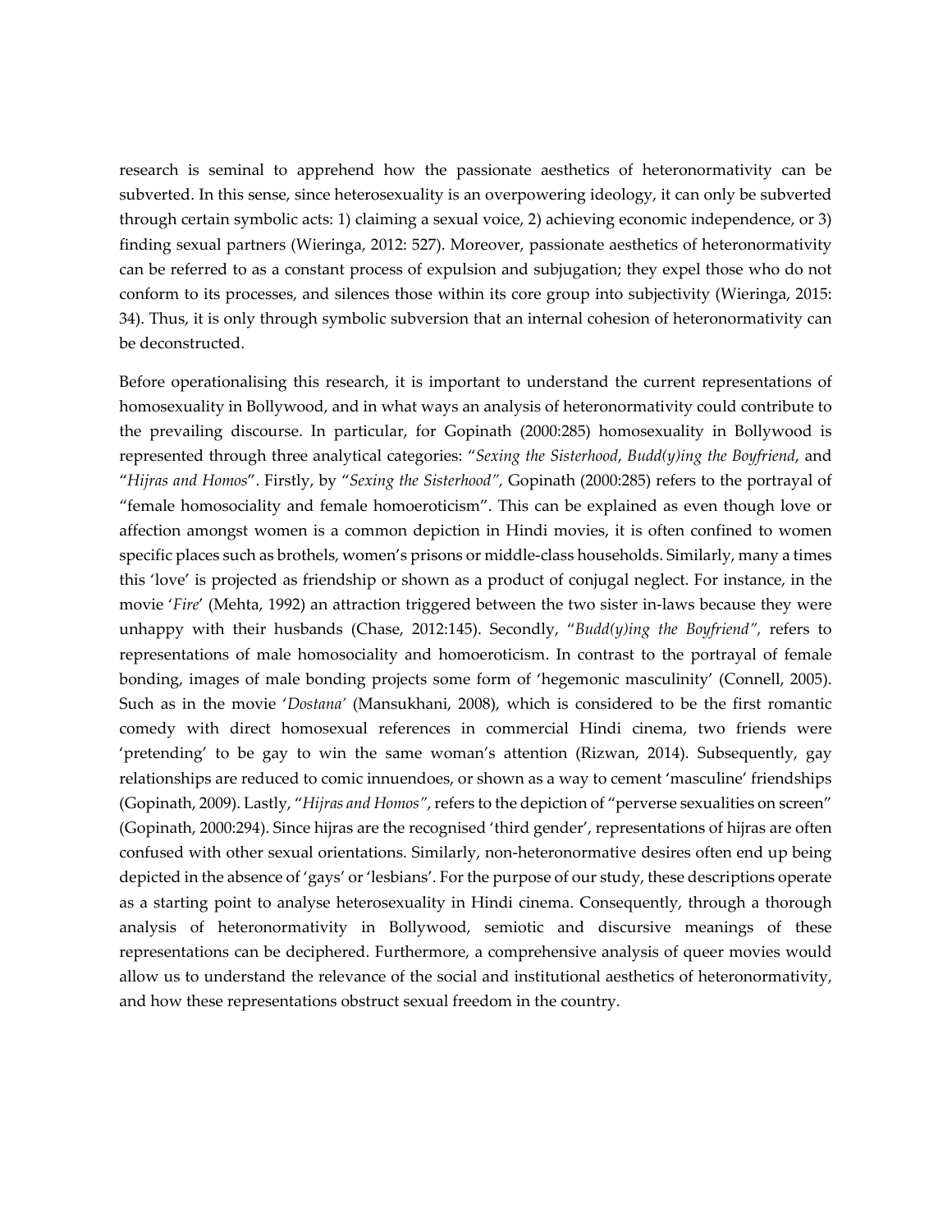research is seminal to apprehend how the passionate aesthetics of heteronormativity can be subverted. In this sense, since heterosexuality is an overpowering ideology, it can only be subverted through certain symbolic acts: 1) claiming a sexual voice, 2) achieving economic independence, or 3) finding sexual partners (Wieringa, 2012: 527). Moreover, passionate aesthetics of heteronormativity can be referred to as a constant process of expulsion and subjugation; they expel those who do not conform to its processes, and silences those within its core group into subjectivity (Wieringa, 2015: 34). Thus, it is only through symbolic subversion that an internal cohesion of heteronormativity can be deconstructed.

Before operationalising this research, it is important to understand the current representations of homosexuality in Bollywood, and in what ways an analysis of heteronormativity could contribute to the prevailing discourse. In particular, for Gopinath (2000:285) homosexuality in Bollywood is represented through three analytical categories: "*Sexing the Sisterhood*, *Budd(y)ing the Boyfriend*, and "*Hijras and Homos*". Firstly, by "*Sexing the Sisterhood",* Gopinath (2000:285) refers to the portrayal of "female homosociality and female homoeroticism". This can be explained as even though love or affection amongst women is a common depiction in Hindi movies, it is often confined to women specific places such as brothels, women's prisons or middle-class households. Similarly, many a times this 'love' is projected as friendship or shown as a product of conjugal neglect. For instance, in the movie '*Fire*' (Mehta, 1992) an attraction triggered between the two sister in-laws because they were unhappy with their husbands (Chase, 2012:145). Secondly, "*Budd(y)ing the Boyfriend",* refers to representations of male homosociality and homoeroticism. In contrast to the portrayal of female bonding, images of male bonding projects some form of 'hegemonic masculinity' (Connell, 2005). Such as in the movie '*Dostana'* (Mansukhani, 2008), which is considered to be the first romantic comedy with direct homosexual references in commercial Hindi cinema, two friends were 'pretending' to be gay to win the same woman's attention (Rizwan, 2014). Subsequently, gay relationships are reduced to comic innuendoes, or shown as a way to cement 'masculine' friendships (Gopinath, 2009). Lastly, "*Hijras and Homos"*, refers to the depiction of "perverse sexualities on screen" (Gopinath, 2000:294). Since hijras are the recognised 'third gender', representations of hijras are often confused with other sexual orientations. Similarly, non-heteronormative desires often end up being depicted in the absence of 'gays' or 'lesbians'. For the purpose of our study, these descriptions operate as a starting point to analyse heterosexuality in Hindi cinema. Consequently, through a thorough analysis of heteronormativity in Bollywood, semiotic and discursive meanings of these representations can be deciphered. Furthermore, a comprehensive analysis of queer movies would allow us to understand the relevance of the social and institutional aesthetics of heteronormativity, and how these representations obstruct sexual freedom in the country.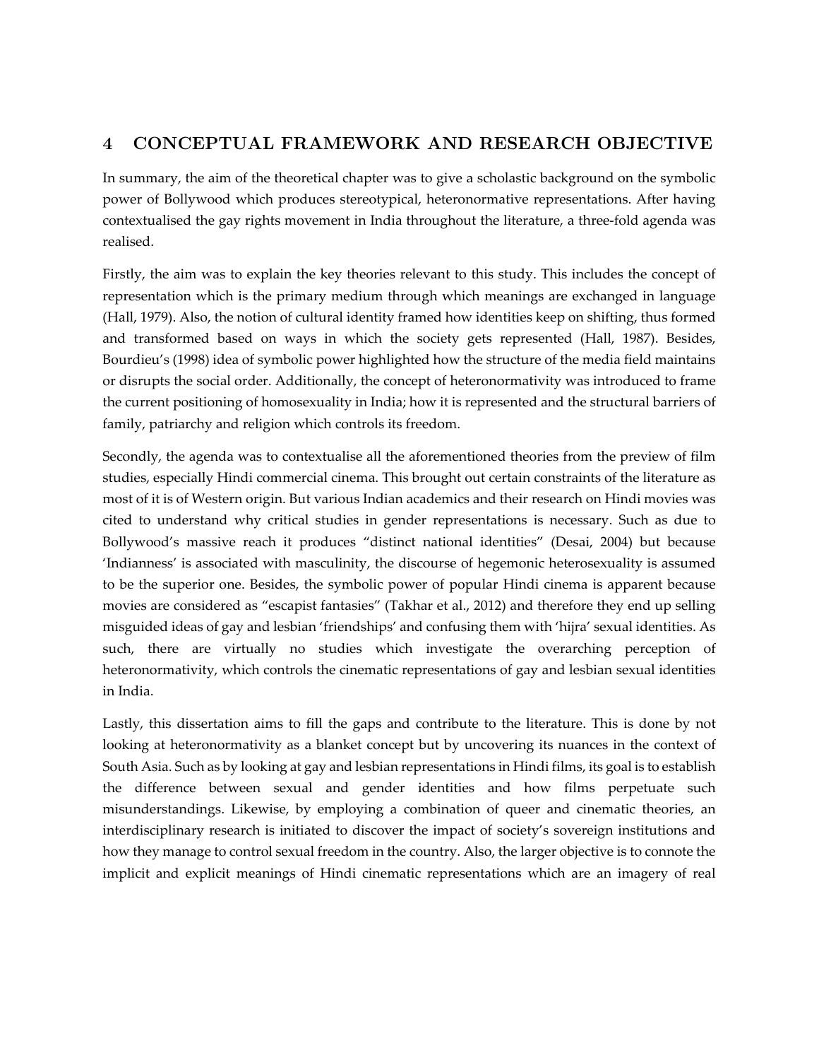# 4 CONCEPTUAL FRAMEWORK AND RESEARCH OBJECTIVE

In summary, the aim of the theoretical chapter was to give a scholastic background on the symbolic power of Bollywood which produces stereotypical, heteronormative representations. After having contextualised the gay rights movement in India throughout the literature, a three-fold agenda was realised.

Firstly, the aim was to explain the key theories relevant to this study. This includes the concept of representation which is the primary medium through which meanings are exchanged in language (Hall, 1979). Also, the notion of cultural identity framed how identities keep on shifting, thus formed and transformed based on ways in which the society gets represented (Hall, 1987). Besides, Bourdieu's (1998) idea of symbolic power highlighted how the structure of the media field maintains or disrupts the social order. Additionally, the concept of heteronormativity was introduced to frame the current positioning of homosexuality in India; how it is represented and the structural barriers of family, patriarchy and religion which controls its freedom.

Secondly, the agenda was to contextualise all the aforementioned theories from the preview of film studies, especially Hindi commercial cinema. This brought out certain constraints of the literature as most of it is of Western origin. But various Indian academics and their research on Hindi movies was cited to understand why critical studies in gender representations is necessary. Such as due to Bollywood's massive reach it produces "distinct national identities" (Desai, 2004) but because 'Indianness' is associated with masculinity, the discourse of hegemonic heterosexuality is assumed to be the superior one. Besides, the symbolic power of popular Hindi cinema is apparent because movies are considered as "escapist fantasies" (Takhar et al., 2012) and therefore they end up selling misguided ideas of gay and lesbian 'friendships' and confusing them with 'hijra' sexual identities. As such, there are virtually no studies which investigate the overarching perception of heteronormativity, which controls the cinematic representations of gay and lesbian sexual identities in India.

Lastly, this dissertation aims to fill the gaps and contribute to the literature. This is done by not looking at heteronormativity as a blanket concept but by uncovering its nuances in the context of South Asia. Such as by looking at gay and lesbian representations in Hindi films, its goal is to establish the difference between sexual and gender identities and how films perpetuate such misunderstandings. Likewise, by employing a combination of queer and cinematic theories, an interdisciplinary research is initiated to discover the impact of society's sovereign institutions and how they manage to control sexual freedom in the country. Also, the larger objective is to connote the implicit and explicit meanings of Hindi cinematic representations which are an imagery of real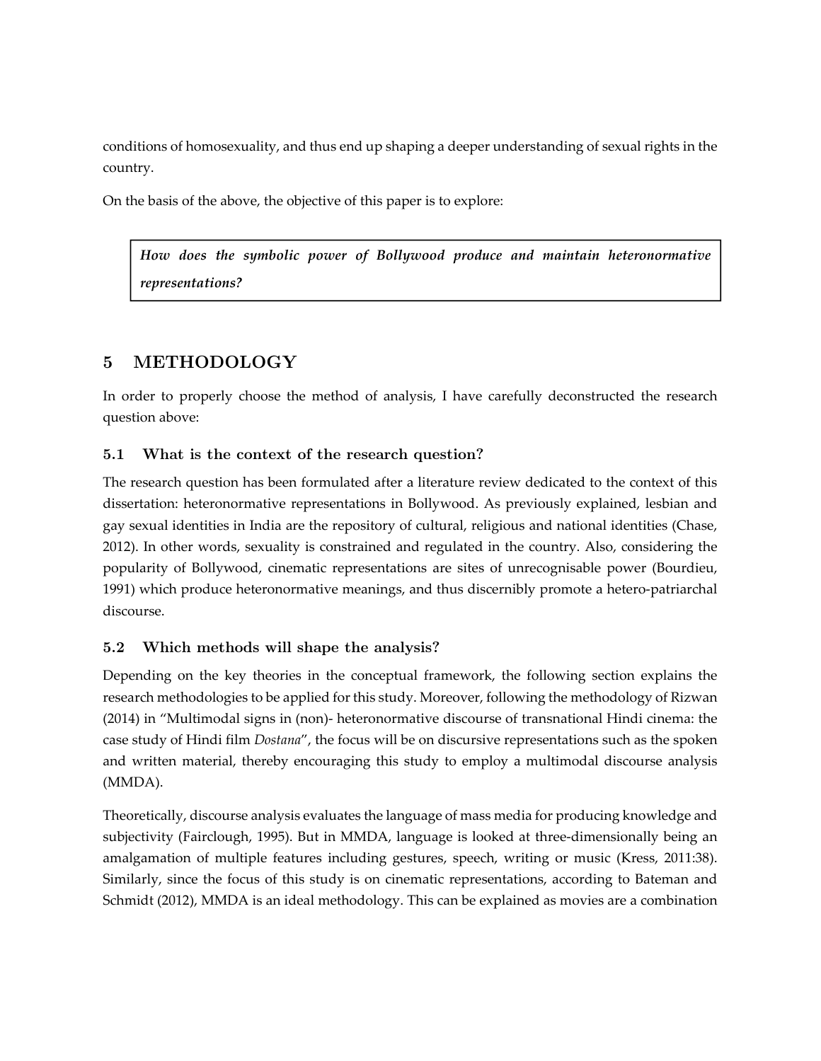conditions of homosexuality, and thus end up shaping a deeper understanding of sexual rights in the country.

On the basis of the above, the objective of this paper is to explore:

> ***How does the symbolic power of Bollywood produce and maintain heteronormative representations?***

## 5 METHODOLOGY

In order to properly choose the method of analysis, I have carefully deconstructed the research question above:

### 5.1 What is the context of the research question?

The research question has been formulated after a literature review dedicated to the context of this dissertation: heteronormative representations in Bollywood. As previously explained, lesbian and gay sexual identities in India are the repository of cultural, religious and national identities (Chase, 2012). In other words, sexuality is constrained and regulated in the country. Also, considering the popularity of Bollywood, cinematic representations are sites of unrecognisable power (Bourdieu, 1991) which produce heteronormative meanings, and thus discernibly promote a hetero-patriarchal discourse.

### 5.2 Which methods will shape the analysis?

Depending on the key theories in the conceptual framework, the following section explains the research methodologies to be applied for this study. Moreover, following the methodology of Rizwan (2014) in "Multimodal signs in (non)- heteronormative discourse of transnational Hindi cinema: the case study of Hindi film *Dostana*", the focus will be on discursive representations such as the spoken and written material, thereby encouraging this study to employ a multimodal discourse analysis (MMDA).

Theoretically, discourse analysis evaluates the language of mass media for producing knowledge and subjectivity (Fairclough, 1995). But in MMDA, language is looked at three-dimensionally being an amalgamation of multiple features including gestures, speech, writing or music (Kress, 2011:38). Similarly, since the focus of this study is on cinematic representations, according to Bateman and Schmidt (2012), MMDA is an ideal methodology. This can be explained as movies are a combination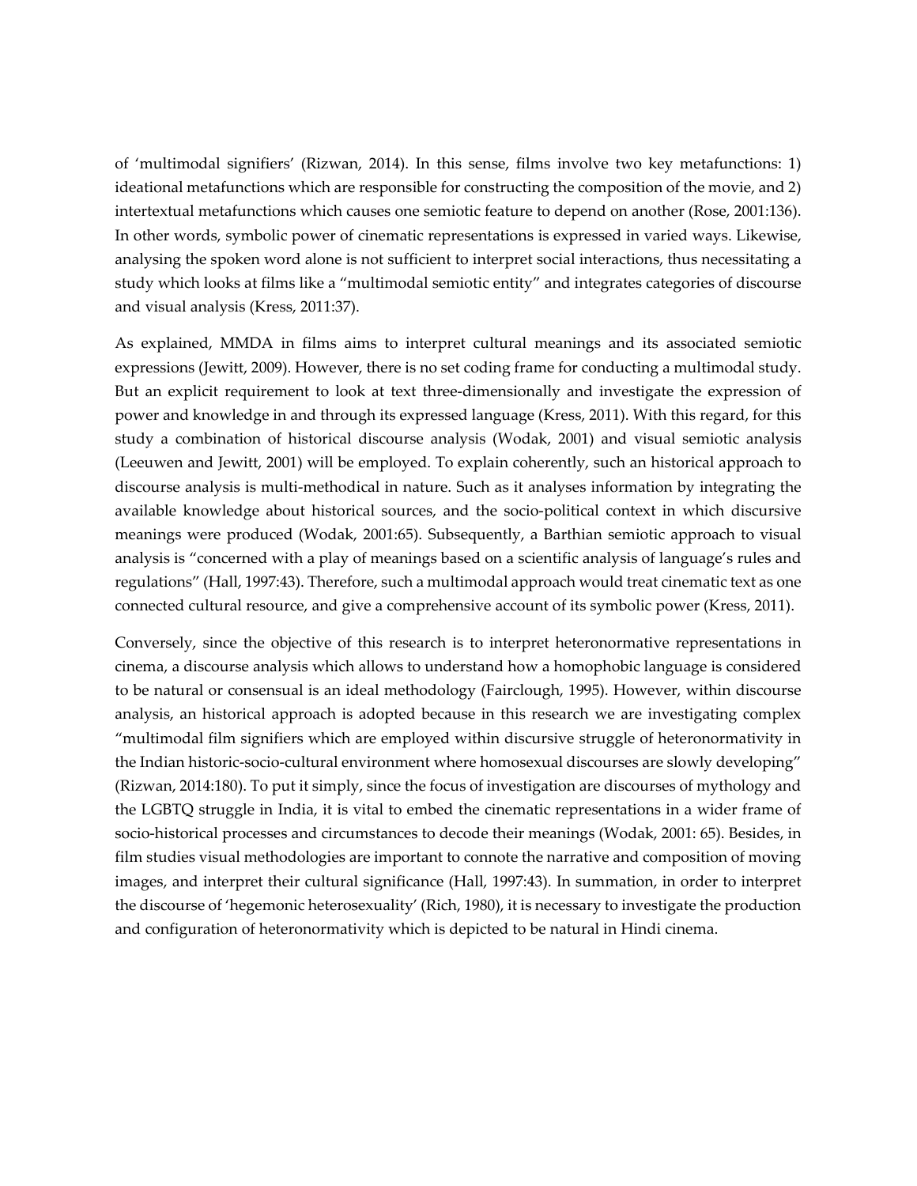of 'multimodal signifiers' (Rizwan, 2014). In this sense, films involve two key metafunctions: 1) ideational metafunctions which are responsible for constructing the composition of the movie, and 2) intertextual metafunctions which causes one semiotic feature to depend on another (Rose, 2001:136). In other words, symbolic power of cinematic representations is expressed in varied ways. Likewise, analysing the spoken word alone is not sufficient to interpret social interactions, thus necessitating a study which looks at films like a "multimodal semiotic entity" and integrates categories of discourse and visual analysis (Kress, 2011:37).

As explained, MMDA in films aims to interpret cultural meanings and its associated semiotic expressions (Jewitt, 2009). However, there is no set coding frame for conducting a multimodal study. But an explicit requirement to look at text three-dimensionally and investigate the expression of power and knowledge in and through its expressed language (Kress, 2011). With this regard, for this study a combination of historical discourse analysis (Wodak, 2001) and visual semiotic analysis (Leeuwen and Jewitt, 2001) will be employed. To explain coherently, such an historical approach to discourse analysis is multi-methodical in nature. Such as it analyses information by integrating the available knowledge about historical sources, and the socio-political context in which discursive meanings were produced (Wodak, 2001:65). Subsequently, a Barthian semiotic approach to visual analysis is "concerned with a play of meanings based on a scientific analysis of language's rules and regulations" (Hall, 1997:43). Therefore, such a multimodal approach would treat cinematic text as one connected cultural resource, and give a comprehensive account of its symbolic power (Kress, 2011).

Conversely, since the objective of this research is to interpret heteronormative representations in cinema, a discourse analysis which allows to understand how a homophobic language is considered to be natural or consensual is an ideal methodology (Fairclough, 1995). However, within discourse analysis, an historical approach is adopted because in this research we are investigating complex "multimodal film signifiers which are employed within discursive struggle of heteronormativity in the Indian historic-socio-cultural environment where homosexual discourses are slowly developing" (Rizwan, 2014:180). To put it simply, since the focus of investigation are discourses of mythology and the LGBTQ struggle in India, it is vital to embed the cinematic representations in a wider frame of socio-historical processes and circumstances to decode their meanings (Wodak, 2001: 65). Besides, in film studies visual methodologies are important to connote the narrative and composition of moving images, and interpret their cultural significance (Hall, 1997:43). In summation, in order to interpret the discourse of 'hegemonic heterosexuality' (Rich, 1980), it is necessary to investigate the production and configuration of heteronormativity which is depicted to be natural in Hindi cinema.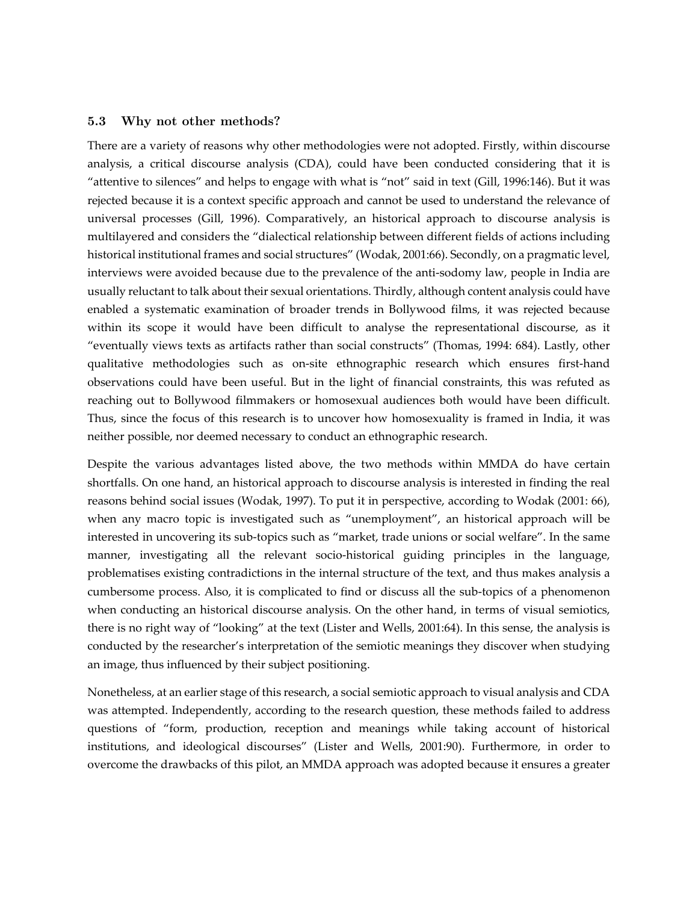### 5.3 Why not other methods?

There are a variety of reasons why other methodologies were not adopted. Firstly, within discourse analysis, a critical discourse analysis (CDA), could have been conducted considering that it is "attentive to silences" and helps to engage with what is "not" said in text (Gill, 1996:146). But it was rejected because it is a context specific approach and cannot be used to understand the relevance of universal processes (Gill, 1996). Comparatively, an historical approach to discourse analysis is multilayered and considers the "dialectical relationship between different fields of actions including historical institutional frames and social structures" (Wodak, 2001:66). Secondly, on a pragmatic level, interviews were avoided because due to the prevalence of the anti-sodomy law, people in India are usually reluctant to talk about their sexual orientations. Thirdly, although content analysis could have enabled a systematic examination of broader trends in Bollywood films, it was rejected because within its scope it would have been difficult to analyse the representational discourse, as it "eventually views texts as artifacts rather than social constructs" (Thomas, 1994: 684). Lastly, other qualitative methodologies such as on-site ethnographic research which ensures first-hand observations could have been useful. But in the light of financial constraints, this was refuted as reaching out to Bollywood filmmakers or homosexual audiences both would have been difficult. Thus, since the focus of this research is to uncover how homosexuality is framed in India, it was neither possible, nor deemed necessary to conduct an ethnographic research.

Despite the various advantages listed above, the two methods within MMDA do have certain shortfalls. On one hand, an historical approach to discourse analysis is interested in finding the real reasons behind social issues (Wodak, 1997). To put it in perspective, according to Wodak (2001: 66), when any macro topic is investigated such as "unemployment", an historical approach will be interested in uncovering its sub-topics such as "market, trade unions or social welfare". In the same manner, investigating all the relevant socio-historical guiding principles in the language, problematises existing contradictions in the internal structure of the text, and thus makes analysis a cumbersome process. Also, it is complicated to find or discuss all the sub-topics of a phenomenon when conducting an historical discourse analysis. On the other hand, in terms of visual semiotics, there is no right way of "looking" at the text (Lister and Wells, 2001:64). In this sense, the analysis is conducted by the researcher's interpretation of the semiotic meanings they discover when studying an image, thus influenced by their subject positioning.

Nonetheless, at an earlier stage of this research, a social semiotic approach to visual analysis and CDA was attempted. Independently, according to the research question, these methods failed to address questions of "form, production, reception and meanings while taking account of historical institutions, and ideological discourses" (Lister and Wells, 2001:90). Furthermore, in order to overcome the drawbacks of this pilot, an MMDA approach was adopted because it ensures a greater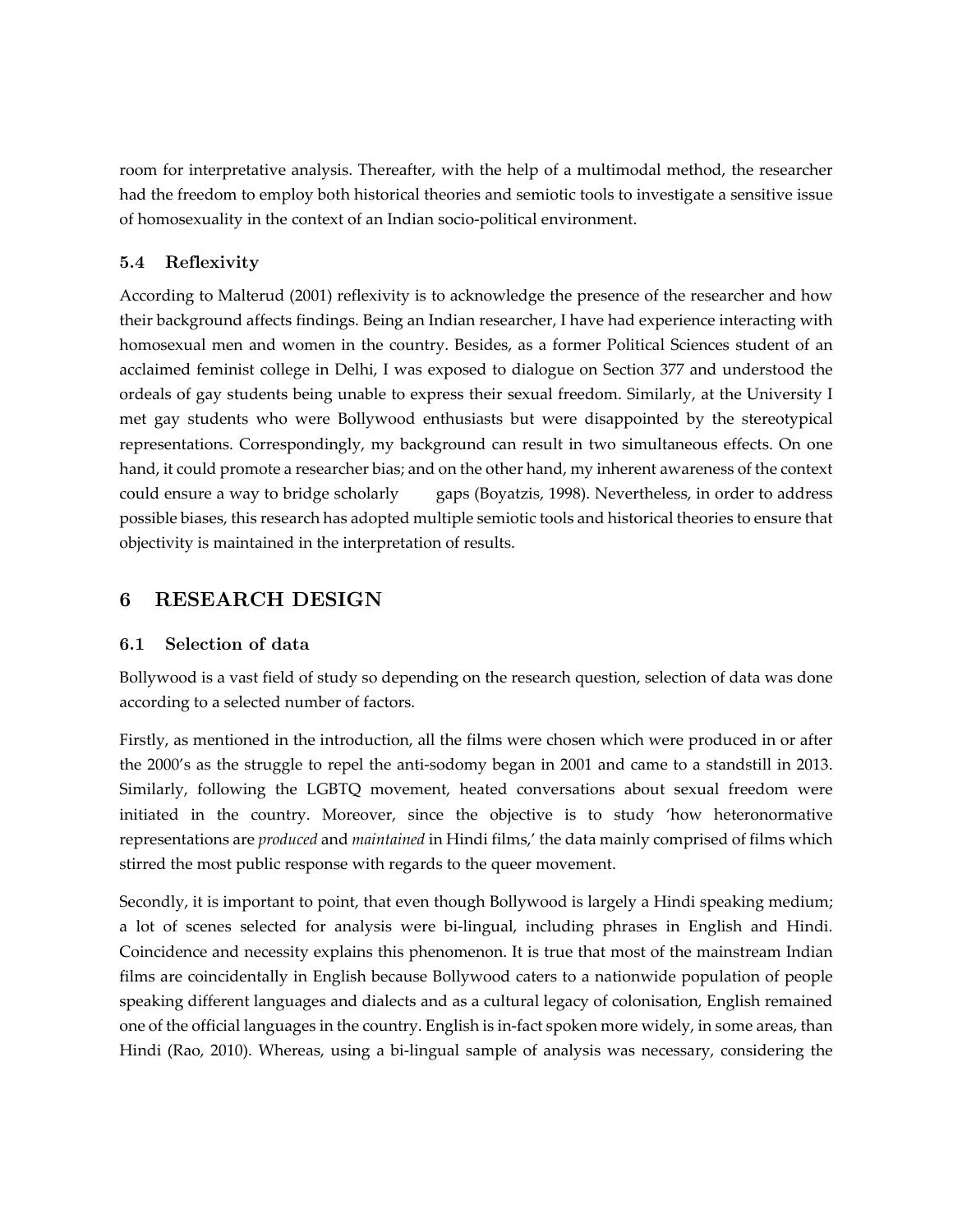room for interpretative analysis. Thereafter, with the help of a multimodal method, the researcher had the freedom to employ both historical theories and semiotic tools to investigate a sensitive issue of homosexuality in the context of an Indian socio-political environment.

### 5.4 Reflexivity

According to Malterud (2001) reflexivity is to acknowledge the presence of the researcher and how their background affects findings. Being an Indian researcher, I have had experience interacting with homosexual men and women in the country. Besides, as a former Political Sciences student of an acclaimed feminist college in Delhi, I was exposed to dialogue on Section 377 and understood the ordeals of gay students being unable to express their sexual freedom. Similarly, at the University I met gay students who were Bollywood enthusiasts but were disappointed by the stereotypical representations. Correspondingly, my background can result in two simultaneous effects. On one hand, it could promote a researcher bias; and on the other hand, my inherent awareness of the context could ensure a way to bridge scholarly gaps (Boyatzis, 1998). Nevertheless, in order to address possible biases, this research has adopted multiple semiotic tools and historical theories to ensure that objectivity is maintained in the interpretation of results.

## 6 RESEARCH DESIGN

### 6.1 Selection of data

Bollywood is a vast field of study so depending on the research question, selection of data was done according to a selected number of factors.

Firstly, as mentioned in the introduction, all the films were chosen which were produced in or after the 2000's as the struggle to repel the anti-sodomy began in 2001 and came to a standstill in 2013. Similarly, following the LGBTQ movement, heated conversations about sexual freedom were initiated in the country. Moreover, since the objective is to study 'how heteronormative representations are *produced* and *maintained* in Hindi films,' the data mainly comprised of films which stirred the most public response with regards to the queer movement.

Secondly, it is important to point, that even though Bollywood is largely a Hindi speaking medium; a lot of scenes selected for analysis were bi-lingual, including phrases in English and Hindi. Coincidence and necessity explains this phenomenon. It is true that most of the mainstream Indian films are coincidentally in English because Bollywood caters to a nationwide population of people speaking different languages and dialects and as a cultural legacy of colonisation, English remained one of the official languages in the country. English is in-fact spoken more widely, in some areas, than Hindi (Rao, 2010). Whereas, using a bi-lingual sample of analysis was necessary, considering the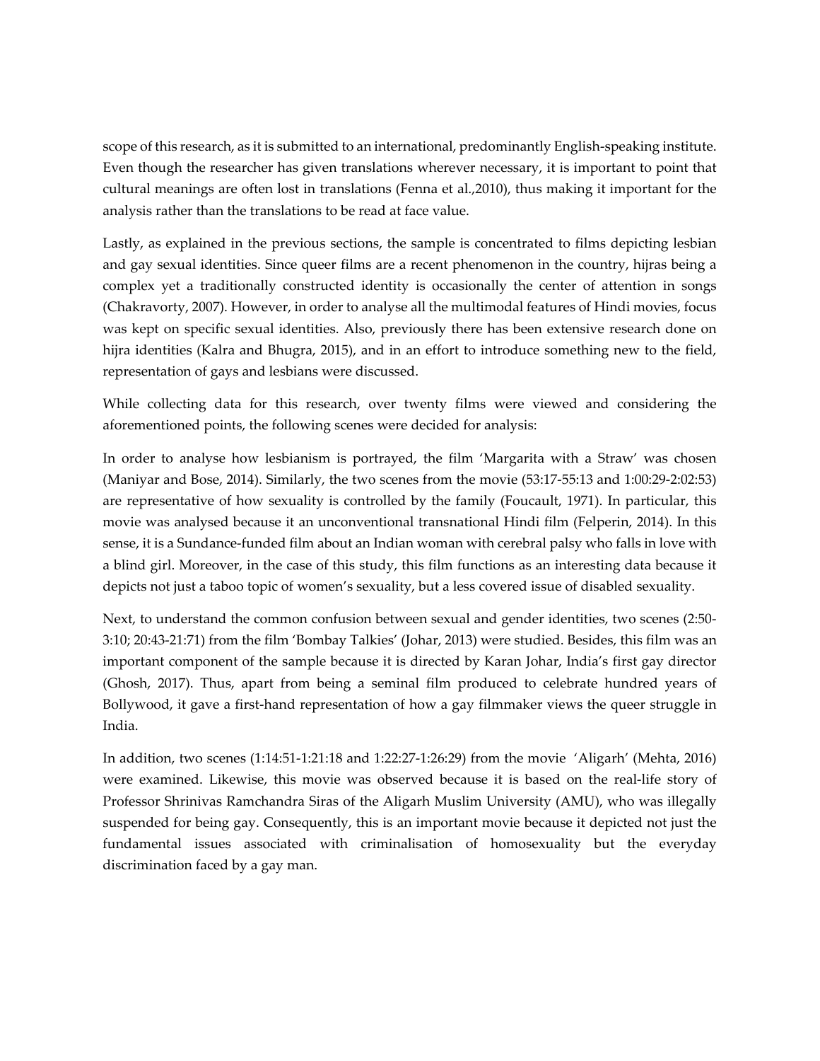scope of this research, as it is submitted to an international, predominantly English-speaking institute. Even though the researcher has given translations wherever necessary, it is important to point that cultural meanings are often lost in translations (Fenna et al.,2010), thus making it important for the analysis rather than the translations to be read at face value.

Lastly, as explained in the previous sections, the sample is concentrated to films depicting lesbian and gay sexual identities. Since queer films are a recent phenomenon in the country, hijras being a complex yet a traditionally constructed identity is occasionally the center of attention in songs (Chakravorty, 2007). However, in order to analyse all the multimodal features of Hindi movies, focus was kept on specific sexual identities. Also, previously there has been extensive research done on hijra identities (Kalra and Bhugra, 2015), and in an effort to introduce something new to the field, representation of gays and lesbians were discussed.

While collecting data for this research, over twenty films were viewed and considering the aforementioned points, the following scenes were decided for analysis:

In order to analyse how lesbianism is portrayed, the film 'Margarita with a Straw' was chosen (Maniyar and Bose, 2014). Similarly, the two scenes from the movie (53:17-55:13 and 1:00:29-2:02:53) are representative of how sexuality is controlled by the family (Foucault, 1971). In particular, this movie was analysed because it an unconventional transnational Hindi film (Felperin, 2014). In this sense, it is a Sundance-funded film about an Indian woman with cerebral palsy who falls in love with a blind girl. Moreover, in the case of this study, this film functions as an interesting data because it depicts not just a taboo topic of women's sexuality, but a less covered issue of disabled sexuality.

Next, to understand the common confusion between sexual and gender identities, two scenes (2:50-3:10; 20:43-21:71) from the film 'Bombay Talkies' (Johar, 2013) were studied. Besides, this film was an important component of the sample because it is directed by Karan Johar, India's first gay director (Ghosh, 2017). Thus, apart from being a seminal film produced to celebrate hundred years of Bollywood, it gave a first-hand representation of how a gay filmmaker views the queer struggle in India.

In addition, two scenes (1:14:51-1:21:18 and 1:22:27-1:26:29) from the movie 'Aligarh' (Mehta, 2016) were examined. Likewise, this movie was observed because it is based on the real-life story of Professor Shrinivas Ramchandra Siras of the Aligarh Muslim University (AMU), who was illegally suspended for being gay. Consequently, this is an important movie because it depicted not just the fundamental issues associated with criminalisation of homosexuality but the everyday discrimination faced by a gay man.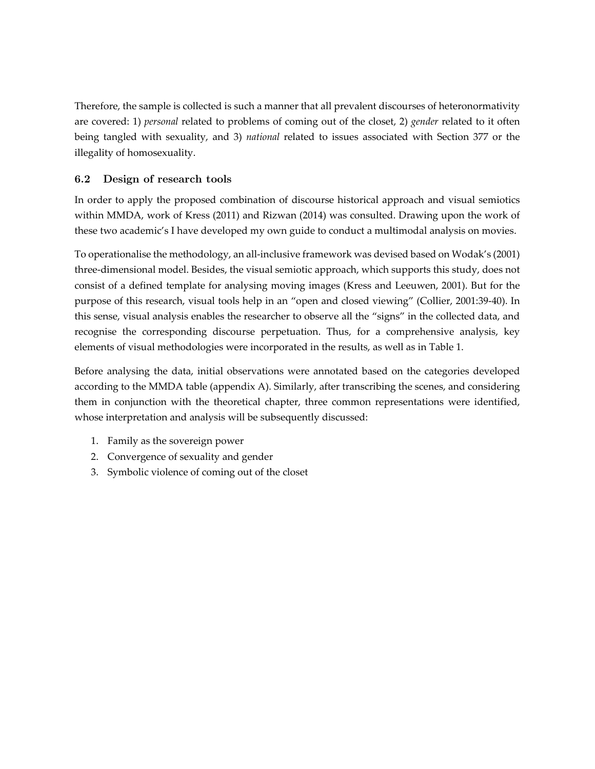Therefore, the sample is collected is such a manner that all prevalent discourses of heteronormativity are covered: 1) *personal* related to problems of coming out of the closet, 2) *gender* related to it often being tangled with sexuality, and 3) *national* related to issues associated with Section 377 or the illegality of homosexuality.

### 6.2 Design of research tools

In order to apply the proposed combination of discourse historical approach and visual semiotics within MMDA, work of Kress (2011) and Rizwan (2014) was consulted. Drawing upon the work of these two academic's I have developed my own guide to conduct a multimodal analysis on movies.

To operationalise the methodology, an all-inclusive framework was devised based on Wodak's (2001) three-dimensional model. Besides, the visual semiotic approach, which supports this study, does not consist of a defined template for analysing moving images (Kress and Leeuwen, 2001). But for the purpose of this research, visual tools help in an "open and closed viewing" (Collier, 2001:39-40). In this sense, visual analysis enables the researcher to observe all the "signs" in the collected data, and recognise the corresponding discourse perpetuation. Thus, for a comprehensive analysis, key elements of visual methodologies were incorporated in the results, as well as in Table 1.

Before analysing the data, initial observations were annotated based on the categories developed according to the MMDA table (appendix A). Similarly, after transcribing the scenes, and considering them in conjunction with the theoretical chapter, three common representations were identified, whose interpretation and analysis will be subsequently discussed:

1. Family as the sovereign power
2. Convergence of sexuality and gender
3. Symbolic violence of coming out of the closet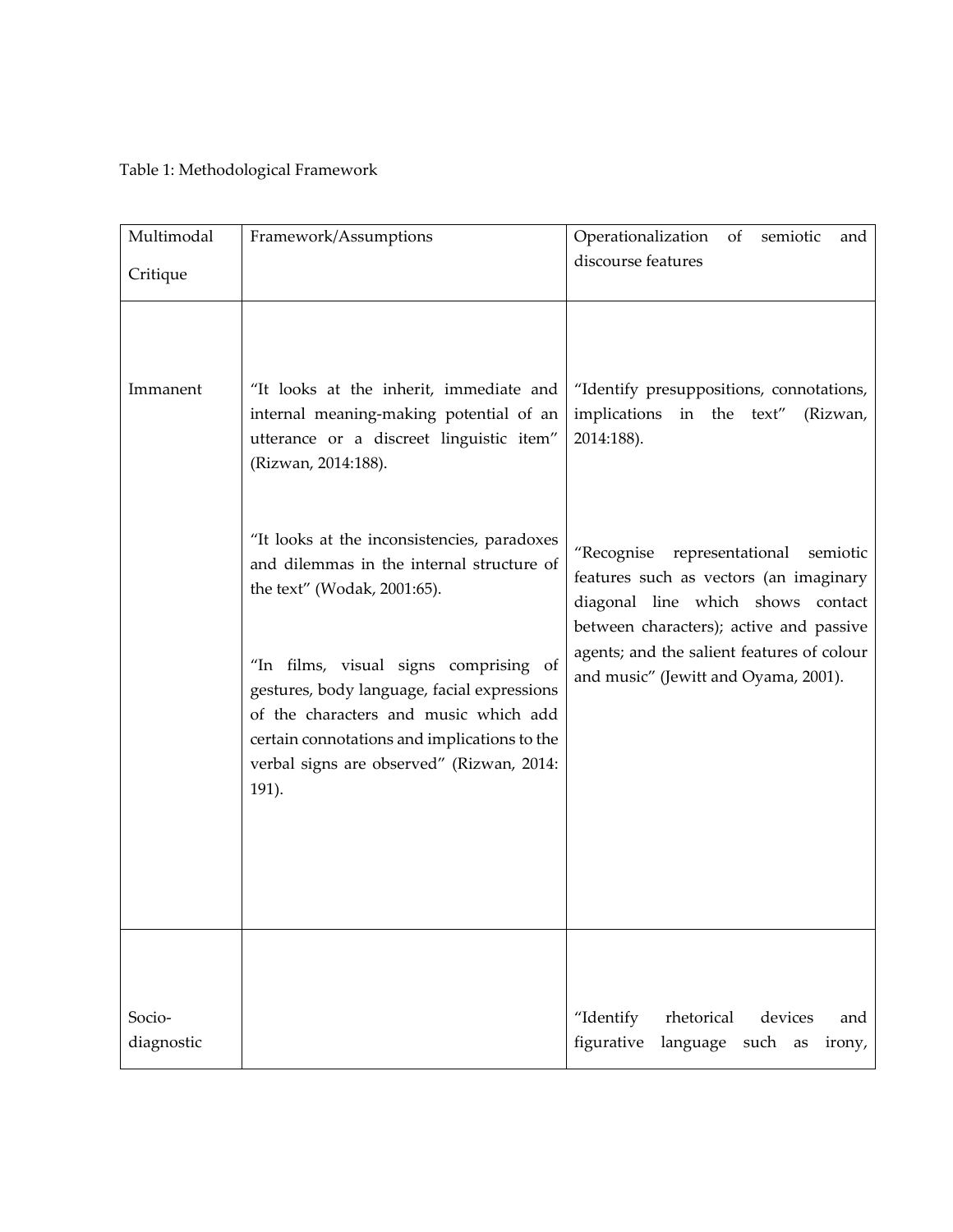Table 1: Methodological Framework

| Multimodal Critique | Framework/Assumptions | Operationalization of semiotic and discourse features |
|---|---|---|
| Immanent | "It looks at the inherit, immediate and internal meaning-making potential of an utterance or a discreet linguistic item" (Rizwan, 2014:188).<br><br>"It looks at the inconsistencies, paradoxes and dilemmas in the internal structure of the text" (Wodak, 2001:65).<br><br>"In films, visual signs comprising of gestures, body language, facial expressions of the characters and music which add certain connotations and implications to the verbal signs are observed" (Rizwan, 2014: 191). | "Identify presuppositions, connotations, implications in the text" (Rizwan, 2014:188).<br><br>"Recognise representational semiotic features such as vectors (an imaginary diagonal line which shows contact between characters); active and passive agents; and the salient features of colour and music" (Jewitt and Oyama, 2001). |
| Socio-diagnostic | | "Identify rhetorical devices and figurative language such as irony, |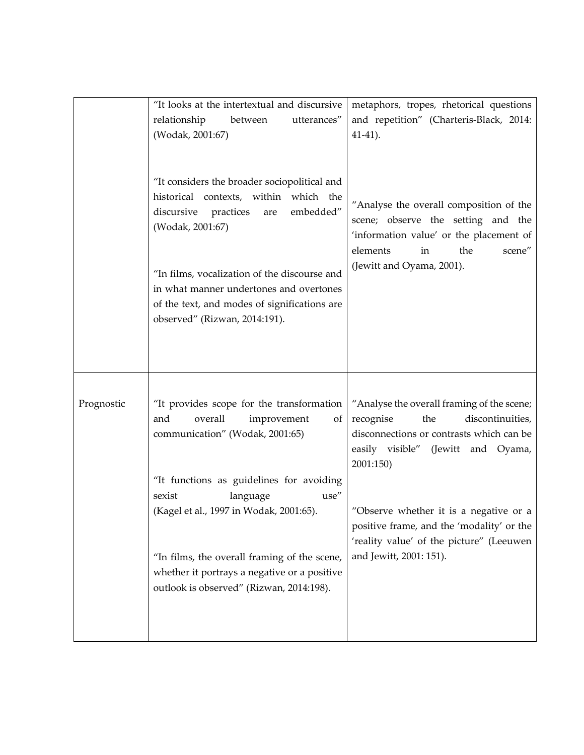| | | |
|---|---|---|
| | "It looks at the intertextual and discursive relationship between utterances" (Wodak, 2001:67)<br><br>"It considers the broader sociopolitical and historical contexts, within which the discursive practices are embedded" (Wodak, 2001:67)<br><br>"In films, vocalization of the discourse and in what manner undertones and overtones of the text, and modes of significations are observed" (Rizwan, 2014:191). | metaphors, tropes, rhetorical questions and repetition" (Charteris-Black, 2014: 41-41).<br><br>"Analyse the overall composition of the scene; observe the setting and the 'information value' or the placement of elements in the scene" (Jewitt and Oyama, 2001). |
| Prognostic | "It provides scope for the transformation and overall improvement of communication" (Wodak, 2001:65)<br><br>"It functions as guidelines for avoiding sexist language use" (Kagel et al., 1997 in Wodak, 2001:65).<br><br>"In films, the overall framing of the scene, whether it portrays a negative or a positive outlook is observed" (Rizwan, 2014:198). | "Analyse the overall framing of the scene; recognise the discontinuities, disconnections or contrasts which can be easily visible" (Jewitt and Oyama, 2001:150)<br><br>"Observe whether it is a negative or a positive frame, and the 'modality' or the 'reality value' of the picture" (Leeuwen and Jewitt, 2001: 151). |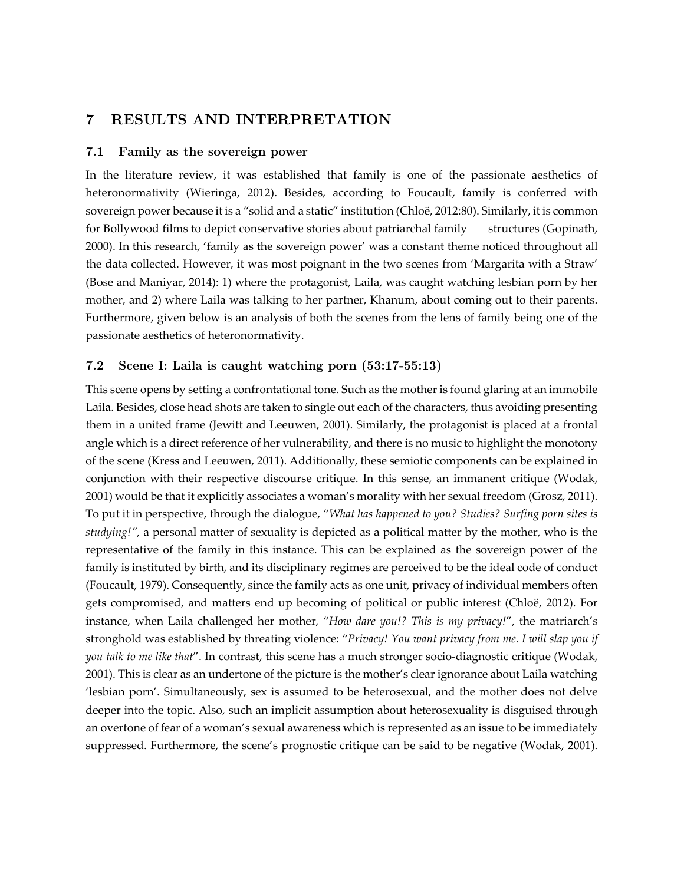# 7 RESULTS AND INTERPRETATION

## 7.1 Family as the sovereign power

In the literature review, it was established that family is one of the passionate aesthetics of heteronormativity (Wieringa, 2012). Besides, according to Foucault, family is conferred with sovereign power because it is a "solid and a static" institution (Chloë, 2012:80). Similarly, it is common for Bollywood films to depict conservative stories about patriarchal family structures (Gopinath, 2000). In this research, 'family as the sovereign power' was a constant theme noticed throughout all the data collected. However, it was most poignant in the two scenes from 'Margarita with a Straw' (Bose and Maniyar, 2014): 1) where the protagonist, Laila, was caught watching lesbian porn by her mother, and 2) where Laila was talking to her partner, Khanum, about coming out to their parents. Furthermore, given below is an analysis of both the scenes from the lens of family being one of the passionate aesthetics of heteronormativity.

## 7.2 Scene I: Laila is caught watching porn (53:17-55:13)

This scene opens by setting a confrontational tone. Such as the mother is found glaring at an immobile Laila. Besides, close head shots are taken to single out each of the characters, thus avoiding presenting them in a united frame (Jewitt and Leeuwen, 2001). Similarly, the protagonist is placed at a frontal angle which is a direct reference of her vulnerability, and there is no music to highlight the monotony of the scene (Kress and Leeuwen, 2011). Additionally, these semiotic components can be explained in conjunction with their respective discourse critique. In this sense, an immanent critique (Wodak, 2001) would be that it explicitly associates a woman's morality with her sexual freedom (Grosz, 2011). To put it in perspective, through the dialogue, "*What has happened to you? Studies? Surfing porn sites is studying!"*, a personal matter of sexuality is depicted as a political matter by the mother, who is the representative of the family in this instance. This can be explained as the sovereign power of the family is instituted by birth, and its disciplinary regimes are perceived to be the ideal code of conduct (Foucault, 1979). Consequently, since the family acts as one unit, privacy of individual members often gets compromised, and matters end up becoming of political or public interest (Chloë, 2012). For instance, when Laila challenged her mother, "*How dare you!? This is my privacy!*", the matriarch's stronghold was established by threating violence: "*Privacy! You want privacy from me. I will slap you if you talk to me like that*". In contrast, this scene has a much stronger socio-diagnostic critique (Wodak, 2001). This is clear as an undertone of the picture is the mother's clear ignorance about Laila watching 'lesbian porn'. Simultaneously, sex is assumed to be heterosexual, and the mother does not delve deeper into the topic. Also, such an implicit assumption about heterosexuality is disguised through an overtone of fear of a woman's sexual awareness which is represented as an issue to be immediately suppressed. Furthermore, the scene's prognostic critique can be said to be negative (Wodak, 2001).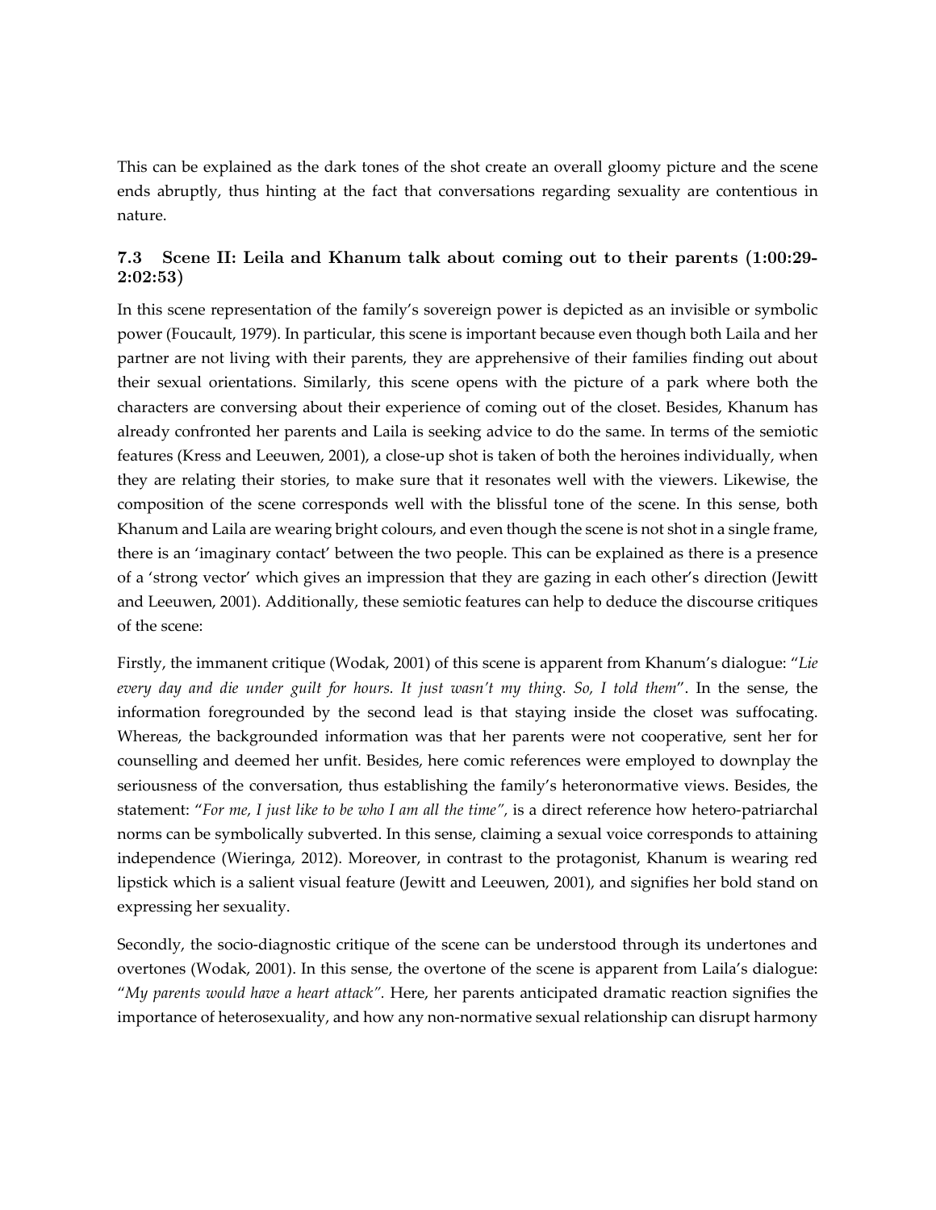This can be explained as the dark tones of the shot create an overall gloomy picture and the scene ends abruptly, thus hinting at the fact that conversations regarding sexuality are contentious in nature.

### 7.3 Scene II: Leila and Khanum talk about coming out to their parents (1:00:29-2:02:53)

In this scene representation of the family's sovereign power is depicted as an invisible or symbolic power (Foucault, 1979). In particular, this scene is important because even though both Laila and her partner are not living with their parents, they are apprehensive of their families finding out about their sexual orientations. Similarly, this scene opens with the picture of a park where both the characters are conversing about their experience of coming out of the closet. Besides, Khanum has already confronted her parents and Laila is seeking advice to do the same. In terms of the semiotic features (Kress and Leeuwen, 2001), a close-up shot is taken of both the heroines individually, when they are relating their stories, to make sure that it resonates well with the viewers. Likewise, the composition of the scene corresponds well with the blissful tone of the scene. In this sense, both Khanum and Laila are wearing bright colours, and even though the scene is not shot in a single frame, there is an 'imaginary contact' between the two people. This can be explained as there is a presence of a 'strong vector' which gives an impression that they are gazing in each other's direction (Jewitt and Leeuwen, 2001). Additionally, these semiotic features can help to deduce the discourse critiques of the scene:

Firstly, the immanent critique (Wodak, 2001) of this scene is apparent from Khanum's dialogue: "*Lie every day and die under guilt for hours. It just wasn't my thing. So, I told them*". In the sense, the information foregrounded by the second lead is that staying inside the closet was suffocating. Whereas, the backgrounded information was that her parents were not cooperative, sent her for counselling and deemed her unfit. Besides, here comic references were employed to downplay the seriousness of the conversation, thus establishing the family's heteronormative views. Besides, the statement: "*For me, I just like to be who I am all the time"*, is a direct reference how hetero-patriarchal norms can be symbolically subverted. In this sense, claiming a sexual voice corresponds to attaining independence (Wieringa, 2012). Moreover, in contrast to the protagonist, Khanum is wearing red lipstick which is a salient visual feature (Jewitt and Leeuwen, 2001), and signifies her bold stand on expressing her sexuality.

Secondly, the socio-diagnostic critique of the scene can be understood through its undertones and overtones (Wodak, 2001). In this sense, the overtone of the scene is apparent from Laila's dialogue: "*My parents would have a heart attack".* Here, her parents anticipated dramatic reaction signifies the importance of heterosexuality, and how any non-normative sexual relationship can disrupt harmony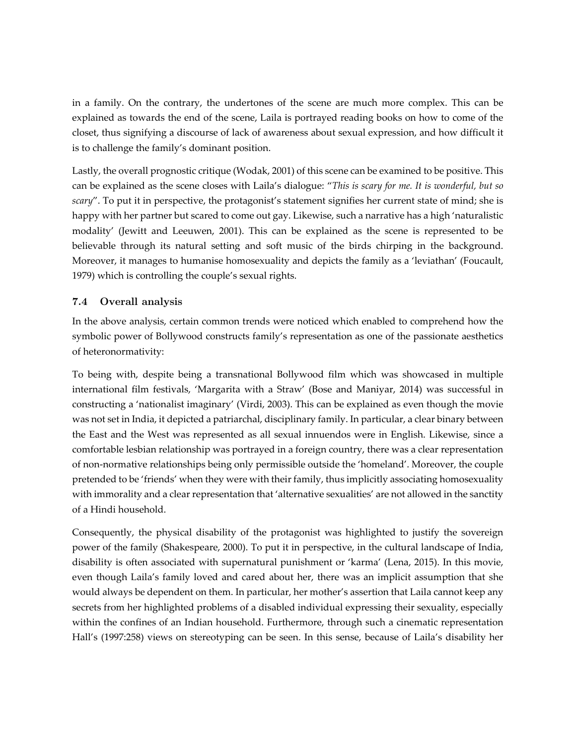in a family. On the contrary, the undertones of the scene are much more complex. This can be explained as towards the end of the scene, Laila is portrayed reading books on how to come of the closet, thus signifying a discourse of lack of awareness about sexual expression, and how difficult it is to challenge the family's dominant position.

Lastly, the overall prognostic critique (Wodak, 2001) of this scene can be examined to be positive. This can be explained as the scene closes with Laila's dialogue: "*This is scary for me. It is wonderful, but so scary*". To put it in perspective, the protagonist's statement signifies her current state of mind; she is happy with her partner but scared to come out gay. Likewise, such a narrative has a high 'naturalistic modality' (Jewitt and Leeuwen, 2001). This can be explained as the scene is represented to be believable through its natural setting and soft music of the birds chirping in the background. Moreover, it manages to humanise homosexuality and depicts the family as a 'leviathan' (Foucault, 1979) which is controlling the couple's sexual rights.

### 7.4 Overall analysis

In the above analysis, certain common trends were noticed which enabled to comprehend how the symbolic power of Bollywood constructs family's representation as one of the passionate aesthetics of heteronormativity:

To being with, despite being a transnational Bollywood film which was showcased in multiple international film festivals, 'Margarita with a Straw' (Bose and Maniyar, 2014) was successful in constructing a 'nationalist imaginary' (Virdi, 2003). This can be explained as even though the movie was not set in India, it depicted a patriarchal, disciplinary family. In particular, a clear binary between the East and the West was represented as all sexual innuendos were in English. Likewise, since a comfortable lesbian relationship was portrayed in a foreign country, there was a clear representation of non-normative relationships being only permissible outside the 'homeland'. Moreover, the couple pretended to be 'friends' when they were with their family, thus implicitly associating homosexuality with immorality and a clear representation that 'alternative sexualities' are not allowed in the sanctity of a Hindi household.

Consequently, the physical disability of the protagonist was highlighted to justify the sovereign power of the family (Shakespeare, 2000). To put it in perspective, in the cultural landscape of India, disability is often associated with supernatural punishment or 'karma' (Lena, 2015). In this movie, even though Laila's family loved and cared about her, there was an implicit assumption that she would always be dependent on them. In particular, her mother's assertion that Laila cannot keep any secrets from her highlighted problems of a disabled individual expressing their sexuality, especially within the confines of an Indian household. Furthermore, through such a cinematic representation Hall's (1997:258) views on stereotyping can be seen. In this sense, because of Laila's disability her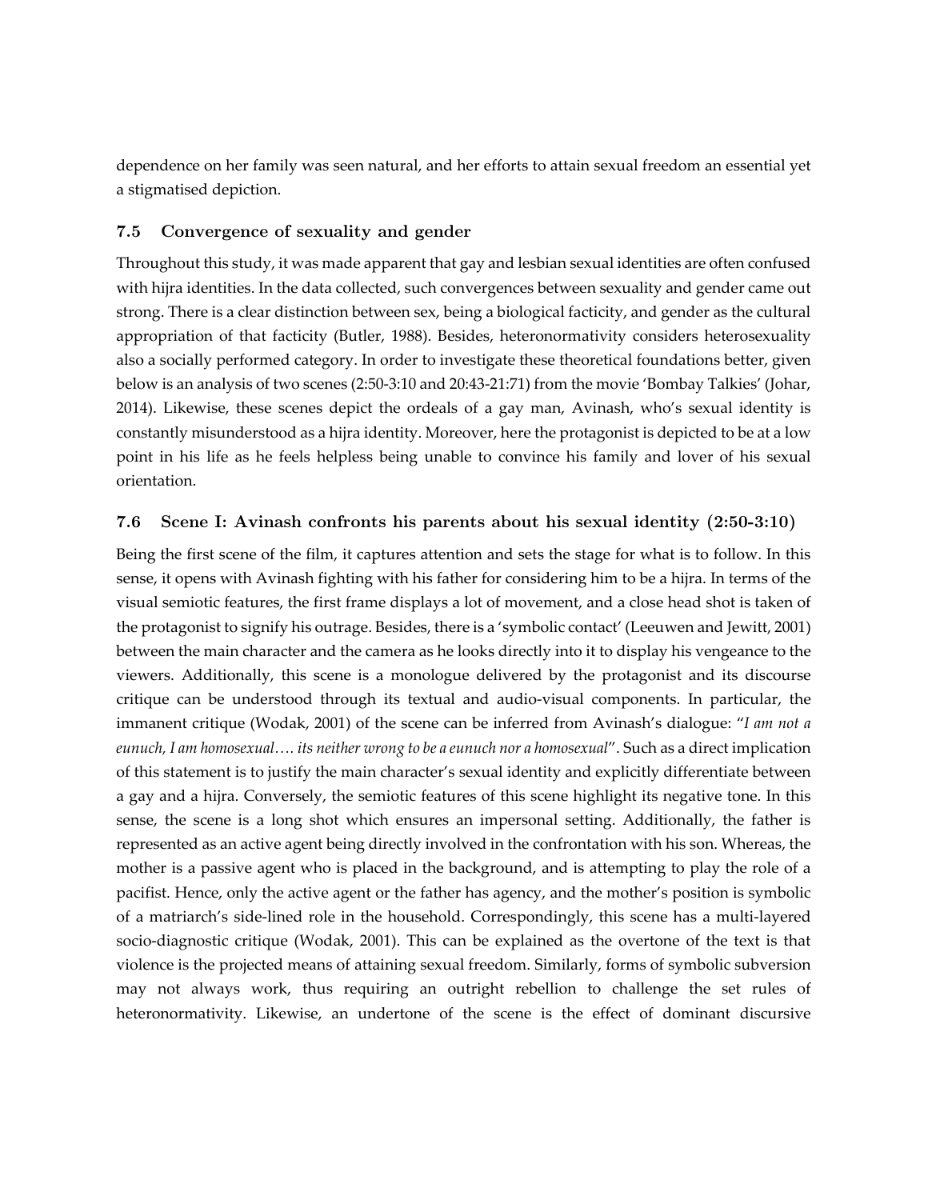dependence on her family was seen natural, and her efforts to attain sexual freedom an essential yet a stigmatised depiction.

### 7.5 Convergence of sexuality and gender

Throughout this study, it was made apparent that gay and lesbian sexual identities are often confused with hijra identities. In the data collected, such convergences between sexuality and gender came out strong. There is a clear distinction between sex, being a biological facticity, and gender as the cultural appropriation of that facticity (Butler, 1988). Besides, heteronormativity considers heterosexuality also a socially performed category. In order to investigate these theoretical foundations better, given below is an analysis of two scenes (2:50-3:10 and 20:43-21:71) from the movie 'Bombay Talkies' (Johar, 2014). Likewise, these scenes depict the ordeals of a gay man, Avinash, who's sexual identity is constantly misunderstood as a hijra identity. Moreover, here the protagonist is depicted to be at a low point in his life as he feels helpless being unable to convince his family and lover of his sexual orientation.

### 7.6 Scene I: Avinash confronts his parents about his sexual identity (2:50-3:10)

Being the first scene of the film, it captures attention and sets the stage for what is to follow. In this sense, it opens with Avinash fighting with his father for considering him to be a hijra. In terms of the visual semiotic features, the first frame displays a lot of movement, and a close head shot is taken of the protagonist to signify his outrage. Besides, there is a 'symbolic contact' (Leeuwen and Jewitt, 2001) between the main character and the camera as he looks directly into it to display his vengeance to the viewers. Additionally, this scene is a monologue delivered by the protagonist and its discourse critique can be understood through its textual and audio-visual components. In particular, the immanent critique (Wodak, 2001) of the scene can be inferred from Avinash's dialogue: "*I am not a eunuch, I am homosexual…. its neither wrong to be a eunuch nor a homosexual*". Such as a direct implication of this statement is to justify the main character's sexual identity and explicitly differentiate between a gay and a hijra. Conversely, the semiotic features of this scene highlight its negative tone. In this sense, the scene is a long shot which ensures an impersonal setting. Additionally, the father is represented as an active agent being directly involved in the confrontation with his son. Whereas, the mother is a passive agent who is placed in the background, and is attempting to play the role of a pacifist. Hence, only the active agent or the father has agency, and the mother's position is symbolic of a matriarch's side-lined role in the household. Correspondingly, this scene has a multi-layered socio-diagnostic critique (Wodak, 2001). This can be explained as the overtone of the text is that violence is the projected means of attaining sexual freedom. Similarly, forms of symbolic subversion may not always work, thus requiring an outright rebellion to challenge the set rules of heteronormativity. Likewise, an undertone of the scene is the effect of dominant discursive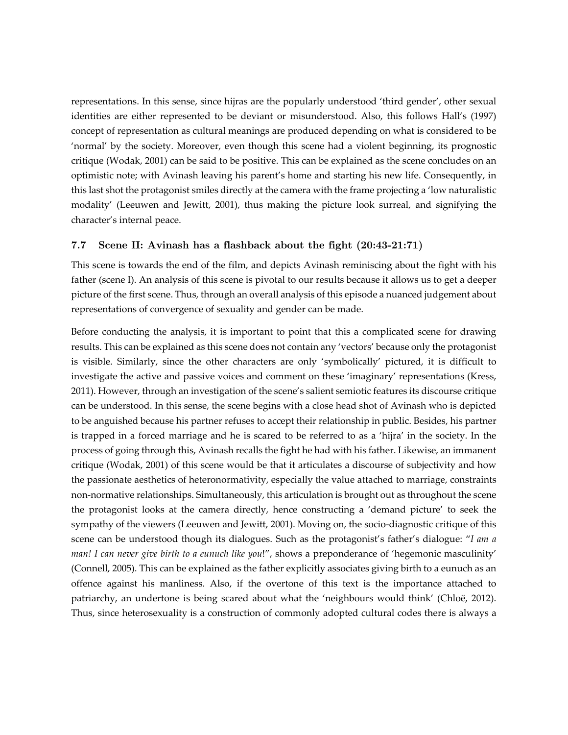representations. In this sense, since hijras are the popularly understood 'third gender', other sexual identities are either represented to be deviant or misunderstood. Also, this follows Hall's (1997) concept of representation as cultural meanings are produced depending on what is considered to be 'normal' by the society. Moreover, even though this scene had a violent beginning, its prognostic critique (Wodak, 2001) can be said to be positive. This can be explained as the scene concludes on an optimistic note; with Avinash leaving his parent's home and starting his new life. Consequently, in this last shot the protagonist smiles directly at the camera with the frame projecting a 'low naturalistic modality' (Leeuwen and Jewitt, 2001), thus making the picture look surreal, and signifying the character's internal peace.

### 7.7 Scene II: Avinash has a flashback about the fight (20:43-21:71)

This scene is towards the end of the film, and depicts Avinash reminiscing about the fight with his father (scene I). An analysis of this scene is pivotal to our results because it allows us to get a deeper picture of the first scene. Thus, through an overall analysis of this episode a nuanced judgement about representations of convergence of sexuality and gender can be made.

Before conducting the analysis, it is important to point that this a complicated scene for drawing results. This can be explained as this scene does not contain any 'vectors' because only the protagonist is visible. Similarly, since the other characters are only 'symbolically' pictured, it is difficult to investigate the active and passive voices and comment on these 'imaginary' representations (Kress, 2011). However, through an investigation of the scene's salient semiotic features its discourse critique can be understood. In this sense, the scene begins with a close head shot of Avinash who is depicted to be anguished because his partner refuses to accept their relationship in public. Besides, his partner is trapped in a forced marriage and he is scared to be referred to as a 'hijra' in the society. In the process of going through this, Avinash recalls the fight he had with his father. Likewise, an immanent critique (Wodak, 2001) of this scene would be that it articulates a discourse of subjectivity and how the passionate aesthetics of heteronormativity, especially the value attached to marriage, constraints non-normative relationships. Simultaneously, this articulation is brought out as throughout the scene the protagonist looks at the camera directly, hence constructing a 'demand picture' to seek the sympathy of the viewers (Leeuwen and Jewitt, 2001). Moving on, the socio-diagnostic critique of this scene can be understood though its dialogues. Such as the protagonist's father's dialogue: "*I am a man! I can never give birth to a eunuch like you*!", shows a preponderance of 'hegemonic masculinity' (Connell, 2005). This can be explained as the father explicitly associates giving birth to a eunuch as an offence against his manliness. Also, if the overtone of this text is the importance attached to patriarchy, an undertone is being scared about what the 'neighbours would think' (Chloë, 2012). Thus, since heterosexuality is a construction of commonly adopted cultural codes there is always a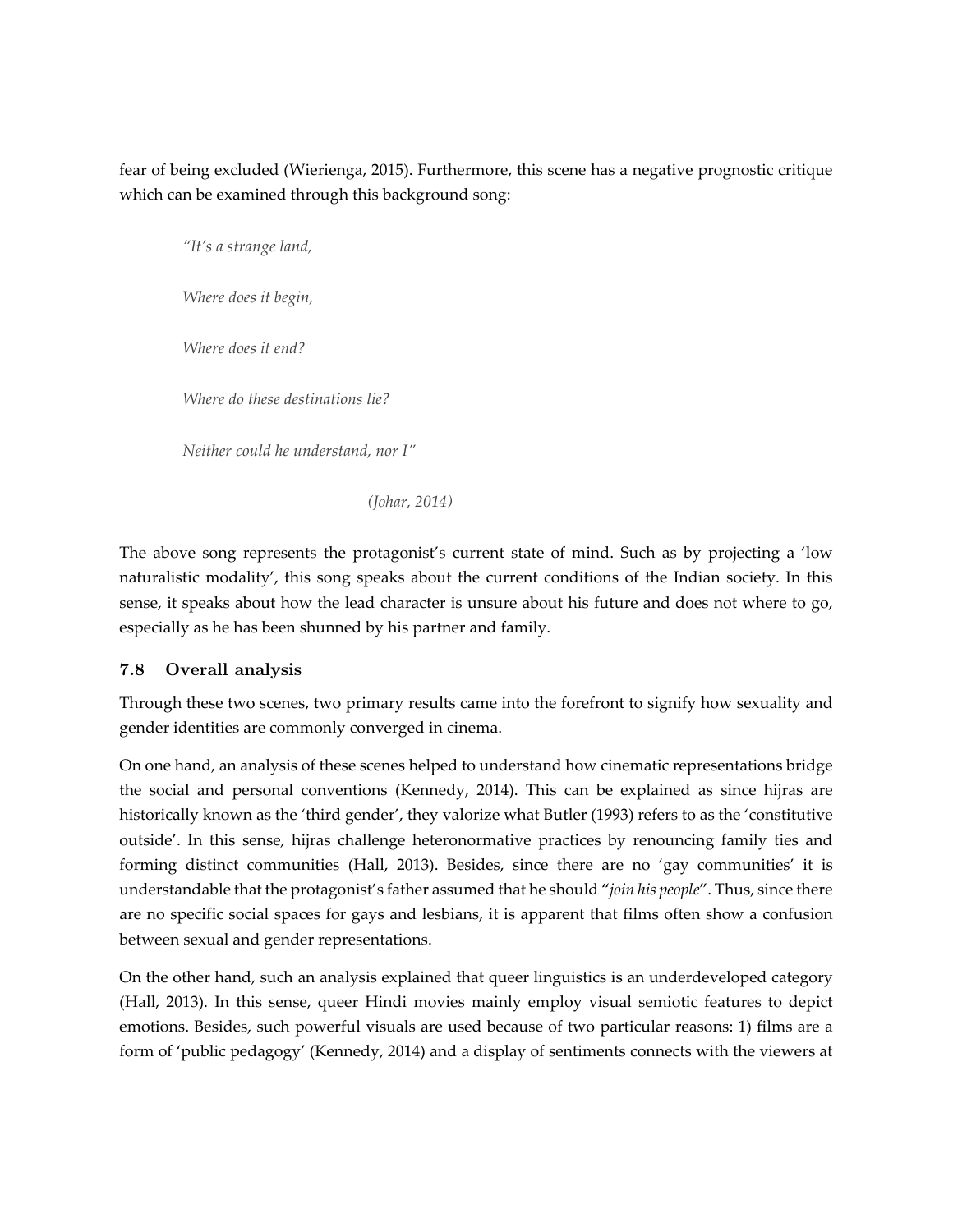fear of being excluded (Wierienga, 2015). Furthermore, this scene has a negative prognostic critique which can be examined through this background song:

> *"It's a strange land,*
>
> *Where does it begin,*
>
> *Where does it end?*
>
> *Where do these destinations lie?*
>
> *Neither could he understand, nor I"*
>
> *(Johar, 2014)*

The above song represents the protagonist's current state of mind. Such as by projecting a 'low naturalistic modality', this song speaks about the current conditions of the Indian society. In this sense, it speaks about how the lead character is unsure about his future and does not where to go, especially as he has been shunned by his partner and family.

### 7.8 Overall analysis

Through these two scenes, two primary results came into the forefront to signify how sexuality and gender identities are commonly converged in cinema.

On one hand, an analysis of these scenes helped to understand how cinematic representations bridge the social and personal conventions (Kennedy, 2014). This can be explained as since hijras are historically known as the 'third gender', they valorize what Butler (1993) refers to as the 'constitutive outside'. In this sense, hijras challenge heteronormative practices by renouncing family ties and forming distinct communities (Hall, 2013). Besides, since there are no 'gay communities' it is understandable that the protagonist's father assumed that he should "*join his people*". Thus, since there are no specific social spaces for gays and lesbians, it is apparent that films often show a confusion between sexual and gender representations.

On the other hand, such an analysis explained that queer linguistics is an underdeveloped category (Hall, 2013). In this sense, queer Hindi movies mainly employ visual semiotic features to depict emotions. Besides, such powerful visuals are used because of two particular reasons: 1) films are a form of 'public pedagogy' (Kennedy, 2014) and a display of sentiments connects with the viewers at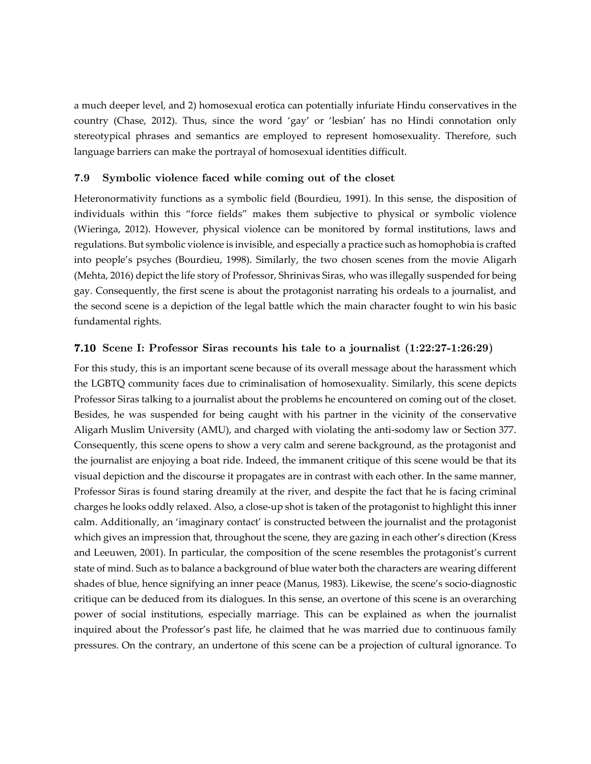a much deeper level, and 2) homosexual erotica can potentially infuriate Hindu conservatives in the country (Chase, 2012). Thus, since the word 'gay' or 'lesbian' has no Hindi connotation only stereotypical phrases and semantics are employed to represent homosexuality. Therefore, such language barriers can make the portrayal of homosexual identities difficult.

### 7.9 Symbolic violence faced while coming out of the closet

Heteronormativity functions as a symbolic field (Bourdieu, 1991). In this sense, the disposition of individuals within this "force fields" makes them subjective to physical or symbolic violence (Wieringa, 2012). However, physical violence can be monitored by formal institutions, laws and regulations. But symbolic violence is invisible, and especially a practice such as homophobia is crafted into people's psyches (Bourdieu, 1998). Similarly, the two chosen scenes from the movie Aligarh (Mehta, 2016) depict the life story of Professor, Shrinivas Siras, who was illegally suspended for being gay. Consequently, the first scene is about the protagonist narrating his ordeals to a journalist, and the second scene is a depiction of the legal battle which the main character fought to win his basic fundamental rights.

### 7.10 Scene I: Professor Siras recounts his tale to a journalist (1:22:27-1:26:29)

For this study, this is an important scene because of its overall message about the harassment which the LGBTQ community faces due to criminalisation of homosexuality. Similarly, this scene depicts Professor Siras talking to a journalist about the problems he encountered on coming out of the closet. Besides, he was suspended for being caught with his partner in the vicinity of the conservative Aligarh Muslim University (AMU), and charged with violating the anti-sodomy law or Section 377. Consequently, this scene opens to show a very calm and serene background, as the protagonist and the journalist are enjoying a boat ride. Indeed, the immanent critique of this scene would be that its visual depiction and the discourse it propagates are in contrast with each other. In the same manner, Professor Siras is found staring dreamily at the river, and despite the fact that he is facing criminal charges he looks oddly relaxed. Also, a close-up shot is taken of the protagonist to highlight this inner calm. Additionally, an 'imaginary contact' is constructed between the journalist and the protagonist which gives an impression that, throughout the scene, they are gazing in each other's direction (Kress and Leeuwen, 2001). In particular, the composition of the scene resembles the protagonist's current state of mind. Such as to balance a background of blue water both the characters are wearing different shades of blue, hence signifying an inner peace (Manus, 1983). Likewise, the scene's socio-diagnostic critique can be deduced from its dialogues. In this sense, an overtone of this scene is an overarching power of social institutions, especially marriage. This can be explained as when the journalist inquired about the Professor's past life, he claimed that he was married due to continuous family pressures. On the contrary, an undertone of this scene can be a projection of cultural ignorance. To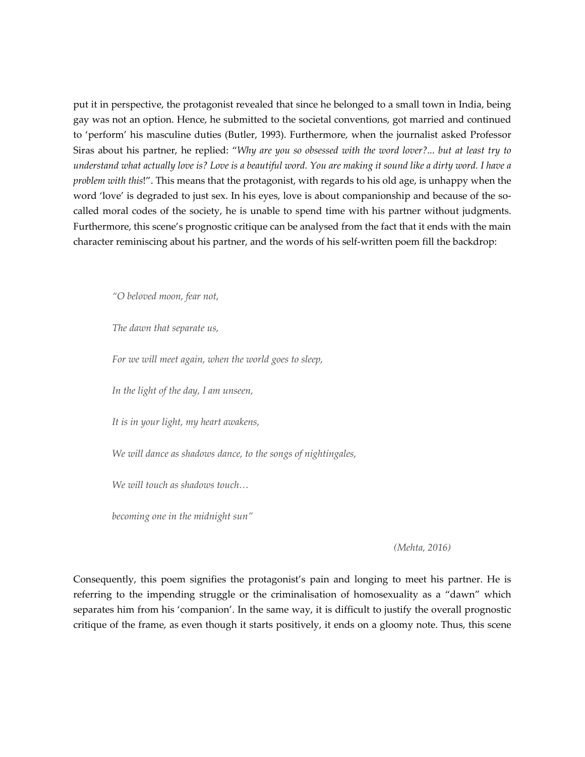put it in perspective, the protagonist revealed that since he belonged to a small town in India, being gay was not an option. Hence, he submitted to the societal conventions, got married and continued to 'perform' his masculine duties (Butler, 1993). Furthermore, when the journalist asked Professor Siras about his partner, he replied: "*Why are you so obsessed with the word lover?... but at least try to understand what actually love is? Love is a beautiful word. You are making it sound like a dirty word. I have a problem with this*!". This means that the protagonist, with regards to his old age, is unhappy when the word 'love' is degraded to just sex. In his eyes, love is about companionship and because of the so-called moral codes of the society, he is unable to spend time with his partner without judgments. Furthermore, this scene's prognostic critique can be analysed from the fact that it ends with the main character reminiscing about his partner, and the words of his self-written poem fill the backdrop:

> *"O beloved moon, fear not,*
>
> *The dawn that separate us,*
>
> *For we will meet again, when the world goes to sleep,*
>
> *In the light of the day, I am unseen,*
>
> *It is in your light, my heart awakens,*
>
> *We will dance as shadows dance, to the songs of nightingales,*
>
> *We will touch as shadows touch…*
>
> *becoming one in the midnight sun"*
>
> *(Mehta, 2016)*

Consequently, this poem signifies the protagonist's pain and longing to meet his partner. He is referring to the impending struggle or the criminalisation of homosexuality as a "dawn" which separates him from his 'companion'. In the same way, it is difficult to justify the overall prognostic critique of the frame, as even though it starts positively, it ends on a gloomy note. Thus, this scene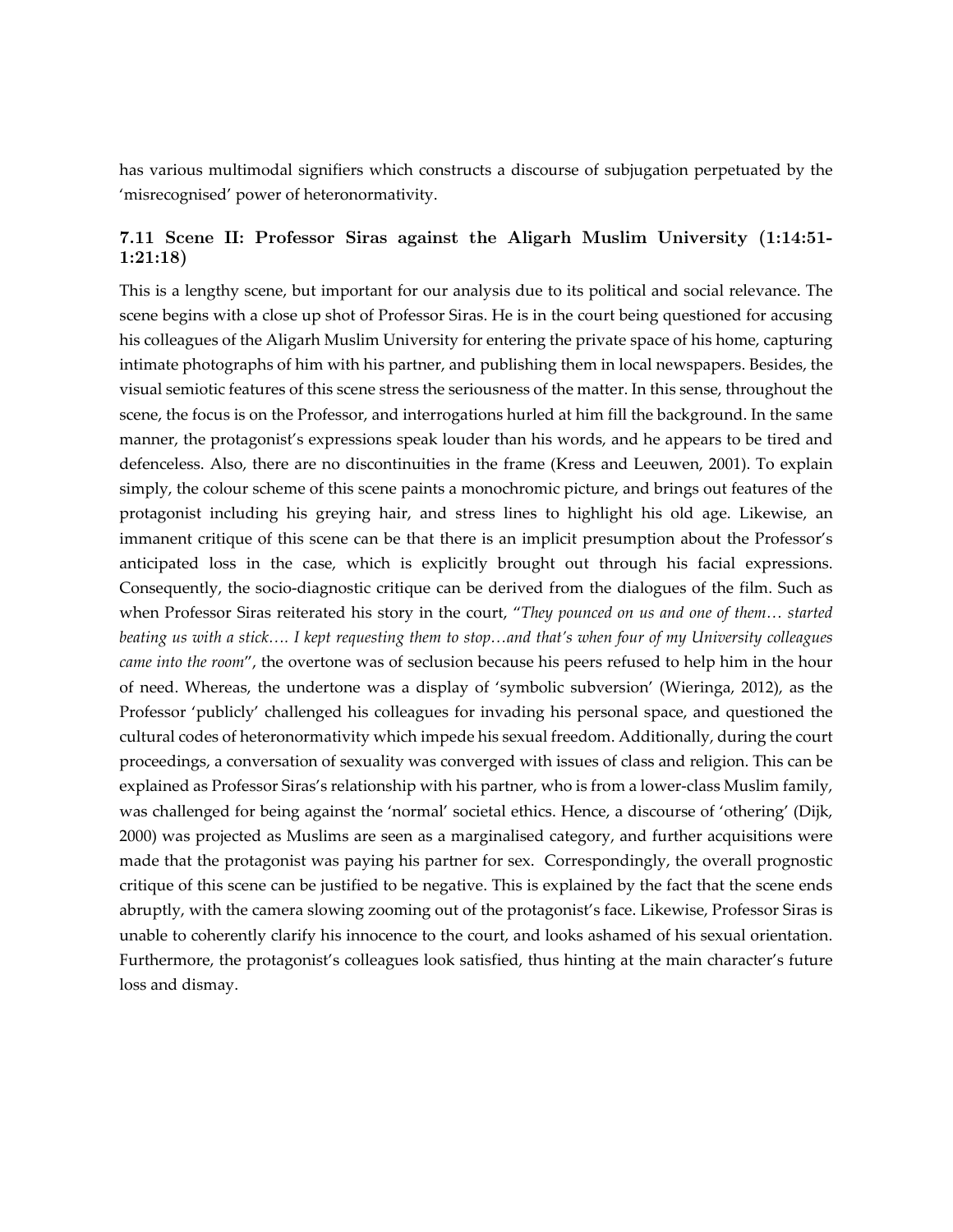has various multimodal signifiers which constructs a discourse of subjugation perpetuated by the 'misrecognised' power of heteronormativity.

### 7.11 Scene II: Professor Siras against the Aligarh Muslim University (1:14:51-1:21:18)

This is a lengthy scene, but important for our analysis due to its political and social relevance. The scene begins with a close up shot of Professor Siras. He is in the court being questioned for accusing his colleagues of the Aligarh Muslim University for entering the private space of his home, capturing intimate photographs of him with his partner, and publishing them in local newspapers. Besides, the visual semiotic features of this scene stress the seriousness of the matter. In this sense, throughout the scene, the focus is on the Professor, and interrogations hurled at him fill the background. In the same manner, the protagonist's expressions speak louder than his words, and he appears to be tired and defenceless. Also, there are no discontinuities in the frame (Kress and Leeuwen, 2001). To explain simply, the colour scheme of this scene paints a monochromic picture, and brings out features of the protagonist including his greying hair, and stress lines to highlight his old age. Likewise, an immanent critique of this scene can be that there is an implicit presumption about the Professor's anticipated loss in the case, which is explicitly brought out through his facial expressions. Consequently, the socio-diagnostic critique can be derived from the dialogues of the film. Such as when Professor Siras reiterated his story in the court, "*They pounced on us and one of them… started beating us with a stick…. I kept requesting them to stop…and that's when four of my University colleagues came into the room*", the overtone was of seclusion because his peers refused to help him in the hour of need. Whereas, the undertone was a display of 'symbolic subversion' (Wieringa, 2012), as the Professor 'publicly' challenged his colleagues for invading his personal space, and questioned the cultural codes of heteronormativity which impede his sexual freedom. Additionally, during the court proceedings, a conversation of sexuality was converged with issues of class and religion. This can be explained as Professor Siras's relationship with his partner, who is from a lower-class Muslim family, was challenged for being against the 'normal' societal ethics. Hence, a discourse of 'othering' (Dijk, 2000) was projected as Muslims are seen as a marginalised category, and further acquisitions were made that the protagonist was paying his partner for sex. Correspondingly, the overall prognostic critique of this scene can be justified to be negative. This is explained by the fact that the scene ends abruptly, with the camera slowing zooming out of the protagonist's face. Likewise, Professor Siras is unable to coherently clarify his innocence to the court, and looks ashamed of his sexual orientation. Furthermore, the protagonist's colleagues look satisfied, thus hinting at the main character's future loss and dismay.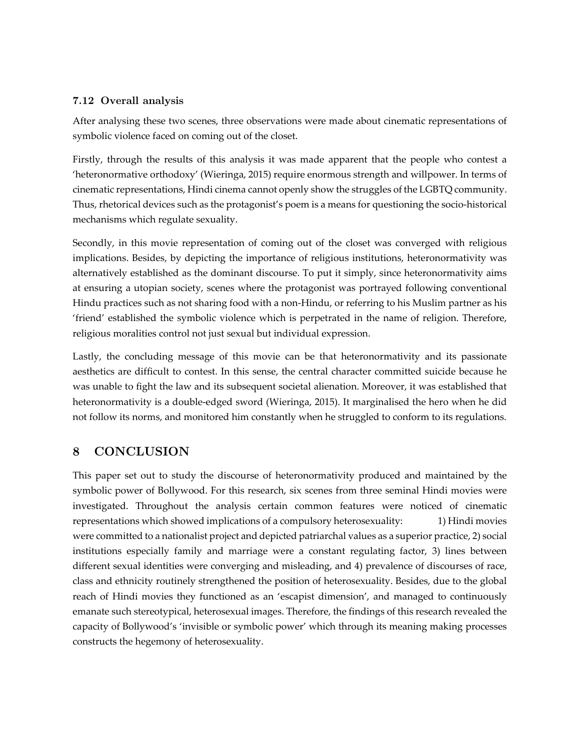### 7.12 Overall analysis

After analysing these two scenes, three observations were made about cinematic representations of symbolic violence faced on coming out of the closet.

Firstly, through the results of this analysis it was made apparent that the people who contest a 'heteronormative orthodoxy' (Wieringa, 2015) require enormous strength and willpower. In terms of cinematic representations, Hindi cinema cannot openly show the struggles of the LGBTQ community. Thus, rhetorical devices such as the protagonist's poem is a means for questioning the socio-historical mechanisms which regulate sexuality.

Secondly, in this movie representation of coming out of the closet was converged with religious implications. Besides, by depicting the importance of religious institutions, heteronormativity was alternatively established as the dominant discourse. To put it simply, since heteronormativity aims at ensuring a utopian society, scenes where the protagonist was portrayed following conventional Hindu practices such as not sharing food with a non-Hindu, or referring to his Muslim partner as his 'friend' established the symbolic violence which is perpetrated in the name of religion. Therefore, religious moralities control not just sexual but individual expression.

Lastly, the concluding message of this movie can be that heteronormativity and its passionate aesthetics are difficult to contest. In this sense, the central character committed suicide because he was unable to fight the law and its subsequent societal alienation. Moreover, it was established that heteronormativity is a double-edged sword (Wieringa, 2015). It marginalised the hero when he did not follow its norms, and monitored him constantly when he struggled to conform to its regulations.

## 8 CONCLUSION

This paper set out to study the discourse of heteronormativity produced and maintained by the symbolic power of Bollywood. For this research, six scenes from three seminal Hindi movies were investigated. Throughout the analysis certain common features were noticed of cinematic representations which showed implications of a compulsory heterosexuality: 1) Hindi movies were committed to a nationalist project and depicted patriarchal values as a superior practice, 2) social institutions especially family and marriage were a constant regulating factor, 3) lines between different sexual identities were converging and misleading, and 4) prevalence of discourses of race, class and ethnicity routinely strengthened the position of heterosexuality. Besides, due to the global reach of Hindi movies they functioned as an 'escapist dimension', and managed to continuously emanate such stereotypical, heterosexual images. Therefore, the findings of this research revealed the capacity of Bollywood's 'invisible or symbolic power' which through its meaning making processes constructs the hegemony of heterosexuality.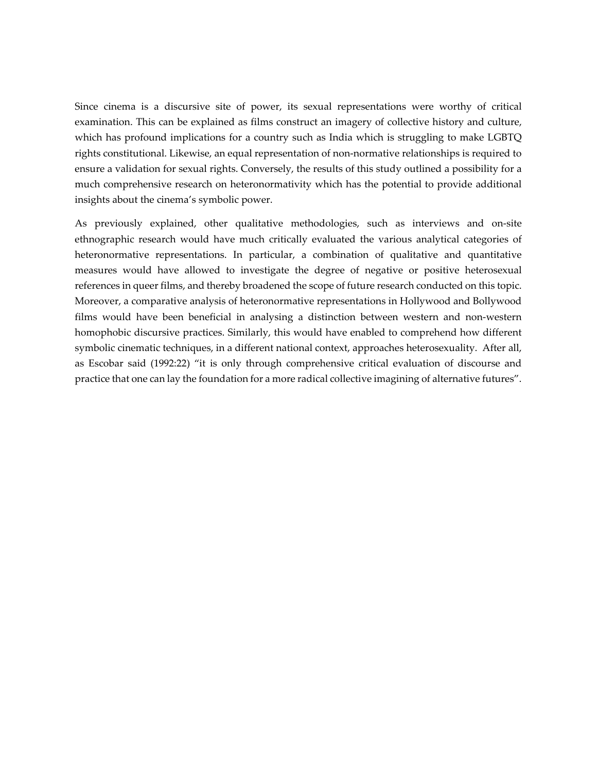Since cinema is a discursive site of power, its sexual representations were worthy of critical examination. This can be explained as films construct an imagery of collective history and culture, which has profound implications for a country such as India which is struggling to make LGBTQ rights constitutional. Likewise, an equal representation of non-normative relationships is required to ensure a validation for sexual rights. Conversely, the results of this study outlined a possibility for a much comprehensive research on heteronormativity which has the potential to provide additional insights about the cinema's symbolic power.

As previously explained, other qualitative methodologies, such as interviews and on-site ethnographic research would have much critically evaluated the various analytical categories of heteronormative representations. In particular, a combination of qualitative and quantitative measures would have allowed to investigate the degree of negative or positive heterosexual references in queer films, and thereby broadened the scope of future research conducted on this topic. Moreover, a comparative analysis of heteronormative representations in Hollywood and Bollywood films would have been beneficial in analysing a distinction between western and non-western homophobic discursive practices. Similarly, this would have enabled to comprehend how different symbolic cinematic techniques, in a different national context, approaches heterosexuality. After all, as Escobar said (1992:22) "it is only through comprehensive critical evaluation of discourse and practice that one can lay the foundation for a more radical collective imagining of alternative futures".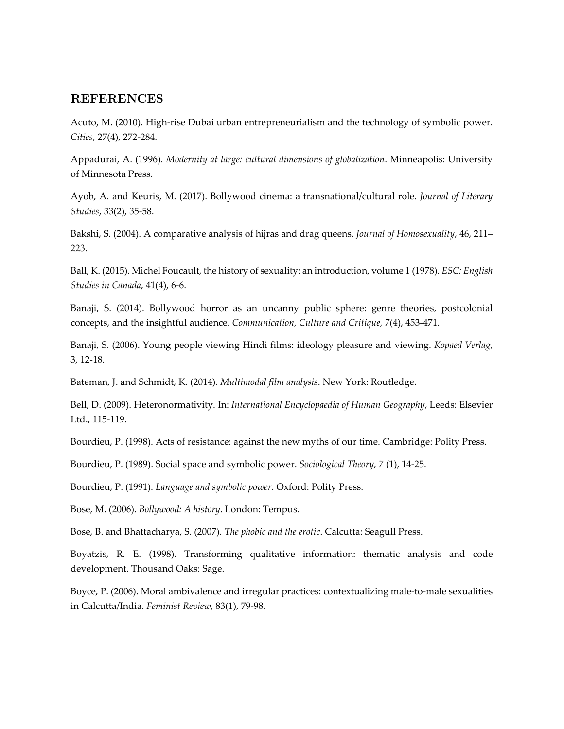## REFERENCES

Acuto, M. (2010). High-rise Dubai urban entrepreneurialism and the technology of symbolic power. *Cities*, 27(4), 272-284.

Appadurai, A. (1996). *Modernity at large: cultural dimensions of globalization*. Minneapolis: University of Minnesota Press.

Ayob, A. and Keuris, M. (2017). Bollywood cinema: a transnational/cultural role. *Journal of Literary Studies*, 33(2), 35-58.

Bakshi, S. (2004). A comparative analysis of hijras and drag queens. *Journal of Homosexuality*, 46, 211–223.

Ball, K. (2015). Michel Foucault, the history of sexuality: an introduction, volume 1 (1978). *ESC: English Studies in Canada*, 41(4), 6-6.

Banaji, S. (2014). Bollywood horror as an uncanny public sphere: genre theories, postcolonial concepts, and the insightful audience. *Communication, Culture and Critique, 7*(4), 453-471.

Banaji, S. (2006). Young people viewing Hindi films: ideology pleasure and viewing. *Kopaed Verlag*, 3, 12-18.

Bateman, J. and Schmidt, K. (2014). *Multimodal film analysis*. New York: Routledge.

Bell, D. (2009). Heteronormativity. In: *International Encyclopaedia of Human Geography*, Leeds: Elsevier Ltd., 115-119.

Bourdieu, P. (1998). Acts of resistance: against the new myths of our time. Cambridge: Polity Press.

Bourdieu, P. (1989). Social space and symbolic power. *Sociological Theory, 7* (1), 14-25.

Bourdieu, P. (1991). *Language and symbolic power*. Oxford: Polity Press.

Bose, M. (2006). *Bollywood: A history*. London: Tempus.

Bose, B. and Bhattacharya, S. (2007). *The phobic and the erotic*. Calcutta: Seagull Press.

Boyatzis, R. E. (1998). Transforming qualitative information: thematic analysis and code development. Thousand Oaks: Sage.

Boyce, P. (2006). Moral ambivalence and irregular practices: contextualizing male-to-male sexualities in Calcutta/India. *Feminist Review*, 83(1), 79-98.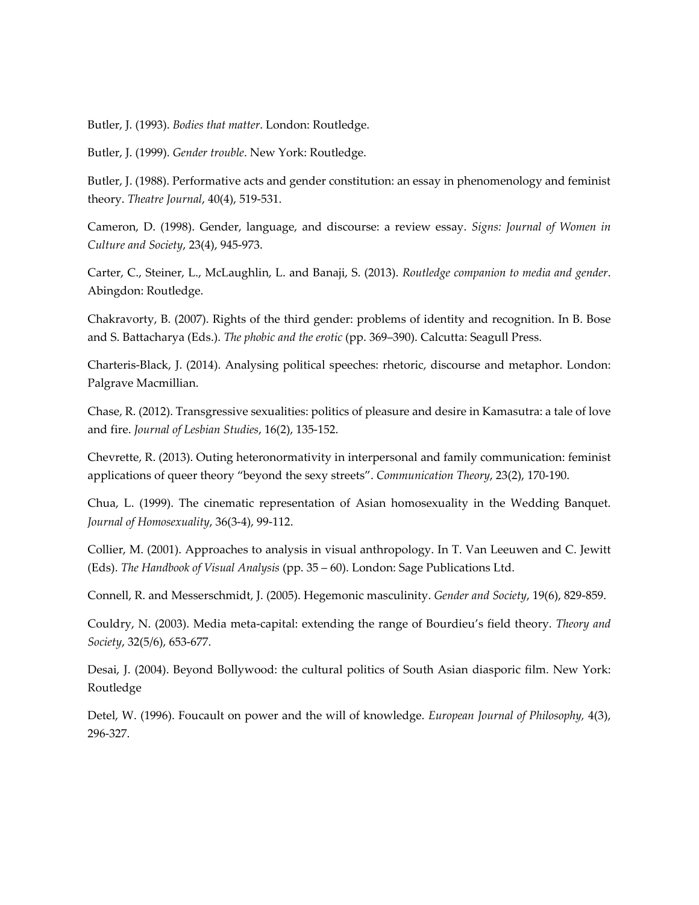Butler, J. (1993). *Bodies that matter*. London: Routledge.

Butler, J. (1999). *Gender trouble*. New York: Routledge.

Butler, J. (1988). Performative acts and gender constitution: an essay in phenomenology and feminist theory. *Theatre Journal*, 40(4), 519-531.

Cameron, D. (1998). Gender, language, and discourse: a review essay. *Signs: Journal of Women in Culture and Society*, 23(4), 945-973.

Carter, C., Steiner, L., McLaughlin, L. and Banaji, S. (2013). *Routledge companion to media and gender*. Abingdon: Routledge.

Chakravorty, B. (2007). Rights of the third gender: problems of identity and recognition. In B. Bose and S. Battacharya (Eds.). *The phobic and the erotic* (pp. 369–390). Calcutta: Seagull Press.

Charteris-Black, J. (2014). Analysing political speeches: rhetoric, discourse and metaphor. London: Palgrave Macmillian.

Chase, R. (2012). Transgressive sexualities: politics of pleasure and desire in Kamasutra: a tale of love and fire. *Journal of Lesbian Studies*, 16(2), 135-152.

Chevrette, R. (2013). Outing heteronormativity in interpersonal and family communication: feminist applications of queer theory "beyond the sexy streets". *Communication Theory*, 23(2), 170-190.

Chua, L. (1999). The cinematic representation of Asian homosexuality in the Wedding Banquet. *Journal of Homosexuality*, 36(3-4), 99-112.

Collier, M. (2001). Approaches to analysis in visual anthropology. In T. Van Leeuwen and C. Jewitt (Eds). *The Handbook of Visual Analysis* (pp. 35 – 60). London: Sage Publications Ltd.

Connell, R. and Messerschmidt, J. (2005). Hegemonic masculinity. *Gender and Society*, 19(6), 829-859.

Couldry, N. (2003). Media meta-capital: extending the range of Bourdieu's field theory. *Theory and Society*, 32(5/6), 653-677.

Desai, J. (2004). Beyond Bollywood: the cultural politics of South Asian diasporic film. New York: Routledge

Detel, W. (1996). Foucault on power and the will of knowledge. *European Journal of Philosophy*, 4(3), 296-327.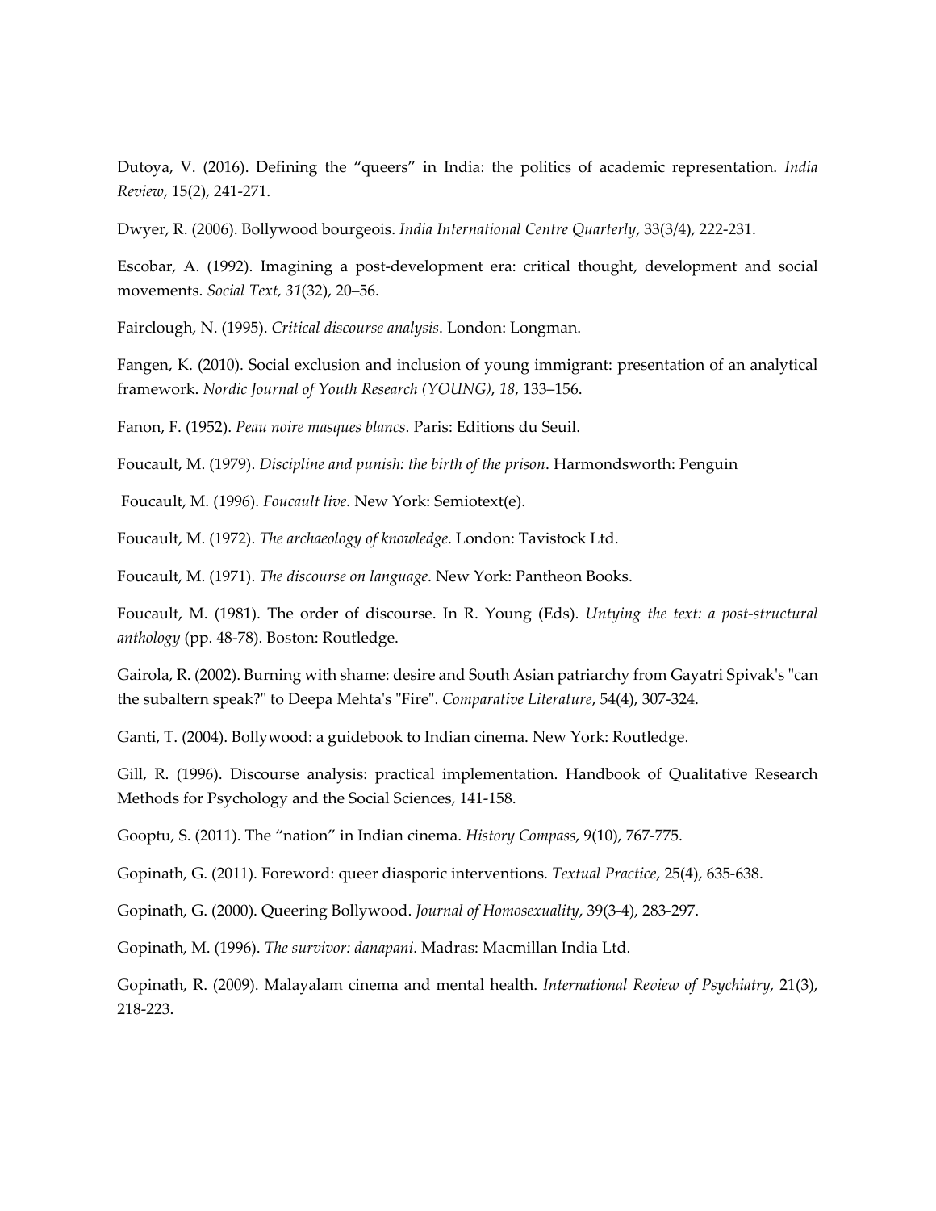Dutoya, V. (2016). Defining the "queers" in India: the politics of academic representation. *India Review*, 15(2), 241-271.

Dwyer, R. (2006). Bollywood bourgeois. *India International Centre Quarterly*, 33(3/4), 222-231.

Escobar, A. (1992). Imagining a post-development era: critical thought, development and social movements. *Social Text, 31*(32), 20–56.

Fairclough, N. (1995). *Critical discourse analysis*. London: Longman.

Fangen, K. (2010). Social exclusion and inclusion of young immigrant: presentation of an analytical framework. *Nordic Journal of Youth Research (YOUNG)*, *18*, 133–156.

Fanon, F. (1952). *Peau noire masques blancs*. Paris: Editions du Seuil.

Foucault, M. (1979). *Discipline and punish: the birth of the prison*. Harmondsworth: Penguin

Foucault, M. (1996). *Foucault live.* New York: Semiotext(e).

Foucault, M. (1972). *The archaeology of knowledge*. London: Tavistock Ltd.

Foucault, M. (1971). *The discourse on language*. New York: Pantheon Books.

Foucault, M. (1981). The order of discourse. In R. Young (Eds). *Untying the text: a post-structural anthology* (pp. 48-78). Boston: Routledge.

Gairola, R. (2002). Burning with shame: desire and South Asian patriarchy from Gayatri Spivak's "can the subaltern speak?" to Deepa Mehta's "Fire". *Comparative Literature*, 54(4), 307-324.

Ganti, T. (2004). Bollywood: a guidebook to Indian cinema. New York: Routledge.

Gill, R. (1996). Discourse analysis: practical implementation. Handbook of Qualitative Research Methods for Psychology and the Social Sciences, 141-158.

Gooptu, S. (2011). The "nation" in Indian cinema. *History Compass*, 9(10), 767-775.

Gopinath, G. (2011). Foreword: queer diasporic interventions. *Textual Practice*, 25(4), 635-638.

Gopinath, G. (2000). Queering Bollywood. *Journal of Homosexuality*, 39(3-4), 283-297.

Gopinath, M. (1996). *The survivor: danapani*. Madras: Macmillan India Ltd.

Gopinath, R. (2009). Malayalam cinema and mental health. *International Review of Psychiatry,* 21(3), 218-223.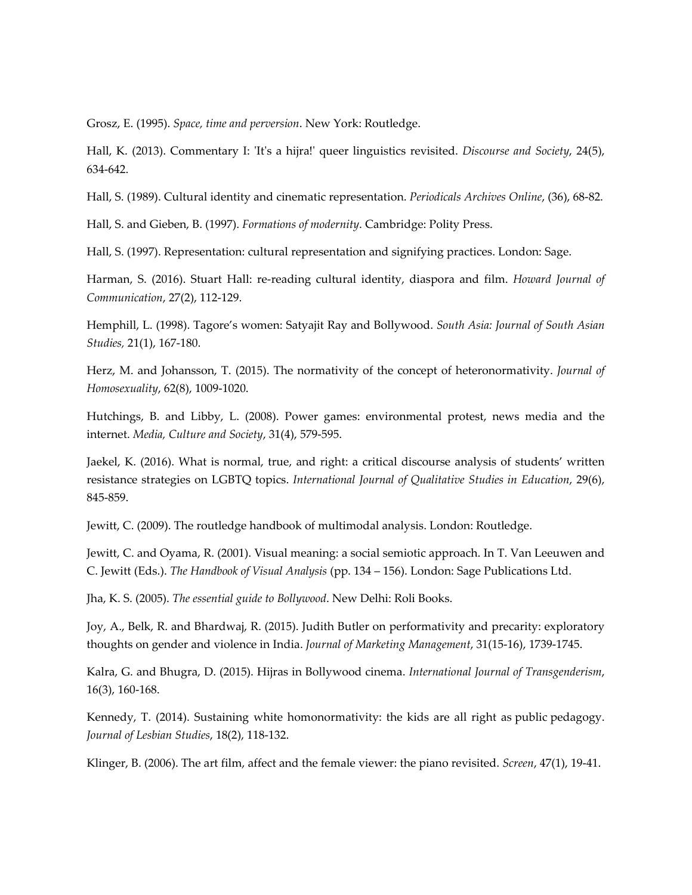Grosz, E. (1995). *Space, time and perversion*. New York: Routledge.

Hall, K. (2013). Commentary I: 'It's a hijra!' queer linguistics revisited. *Discourse and Society*, 24(5), 634-642.

Hall, S. (1989). Cultural identity and cinematic representation. *Periodicals Archives Online*, (36), 68-82.

Hall, S. and Gieben, B. (1997). *Formations of modernity*. Cambridge: Polity Press.

Hall, S. (1997). Representation: cultural representation and signifying practices. London: Sage.

Harman, S. (2016). Stuart Hall: re-reading cultural identity, diaspora and film. *Howard Journal of Communication*, 27(2), 112-129.

Hemphill, L. (1998). Tagore's women: Satyajit Ray and Bollywood. *South Asia: Journal of South Asian Studies,* 21(1), 167-180.

Herz, M. and Johansson, T. (2015). The normativity of the concept of heteronormativity. *Journal of Homosexuality*, 62(8), 1009-1020.

Hutchings, B. and Libby, L. (2008). Power games: environmental protest, news media and the internet. *Media, Culture and Society*, 31(4), 579-595.

Jaekel, K. (2016). What is normal, true, and right: a critical discourse analysis of students' written resistance strategies on LGBTQ topics. *International Journal of Qualitative Studies in Education*, 29(6), 845-859.

Jewitt, C. (2009). The routledge handbook of multimodal analysis. London: Routledge.

Jewitt, C. and Oyama, R. (2001). Visual meaning: a social semiotic approach. In T. Van Leeuwen and C. Jewitt (Eds.). *The Handbook of Visual Analysis* (pp. 134 – 156). London: Sage Publications Ltd.

Jha, K. S. (2005). *The essential guide to Bollywood*. New Delhi: Roli Books.

Joy, A., Belk, R. and Bhardwaj, R. (2015). Judith Butler on performativity and precarity: exploratory thoughts on gender and violence in India. *Journal of Marketing Management*, 31(15-16), 1739-1745.

Kalra, G. and Bhugra, D. (2015). Hijras in Bollywood cinema. *International Journal of Transgenderism*, 16(3), 160-168.

Kennedy, T. (2014). Sustaining white homonormativity: the kids are all right as public pedagogy. *Journal of Lesbian Studies*, 18(2), 118-132.

Klinger, B. (2006). The art film, affect and the female viewer: the piano revisited. *Screen*, 47(1), 19-41.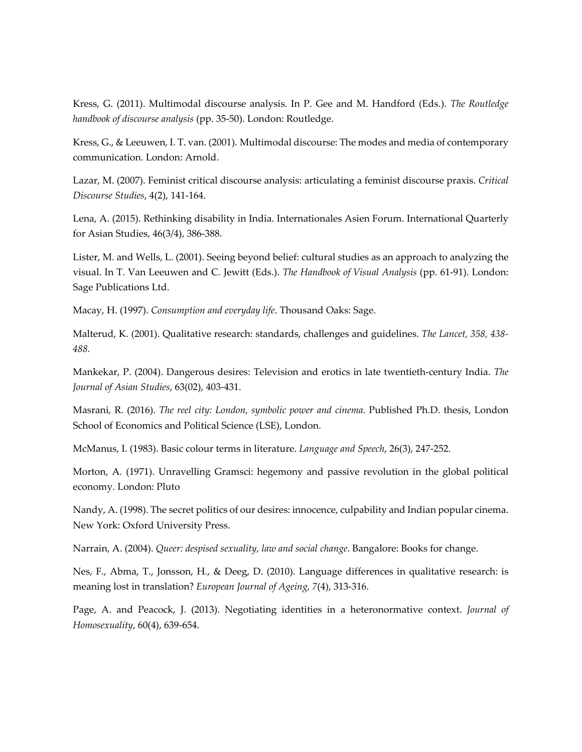Kress, G. (2011). Multimodal discourse analysis. In P. Gee and M. Handford (Eds.). *The Routledge handbook of discourse analysis* (pp. 35-50). London: Routledge.

Kress, G., & Leeuwen, I. T. van. (2001). Multimodal discourse: The modes and media of contemporary communication. London: Arnold.

Lazar, M. (2007). Feminist critical discourse analysis: articulating a feminist discourse praxis. *Critical Discourse Studies*, 4(2), 141-164.

Lena, A. (2015). Rethinking disability in India. Internationales Asien Forum. International Quarterly for Asian Studies, 46(3/4), 386-388.

Lister, M. and Wells, L. (2001). Seeing beyond belief: cultural studies as an approach to analyzing the visual. In T. Van Leeuwen and C. Jewitt (Eds.). *The Handbook of Visual Analysis* (pp. 61-91). London: Sage Publications Ltd.

Macay, H. (1997). *Consumption and everyday life*. Thousand Oaks: Sage.

Malterud, K. (2001). Qualitative research: standards, challenges and guidelines. *The Lancet, 358, 438-488.*

Mankekar, P. (2004). Dangerous desires: Television and erotics in late twentieth-century India. *The Journal of Asian Studies*, 63(02), 403-431.

Masrani, R. (2016). *The reel city: London, symbolic power and cinema*. Published Ph.D. thesis, London School of Economics and Political Science (LSE), London.

McManus, I. (1983). Basic colour terms in literature. *Language and Speech*, 26(3), 247-252.

Morton, A. (1971). Unravelling Gramsci: hegemony and passive revolution in the global political economy. London: Pluto

Nandy, A. (1998). The secret politics of our desires: innocence, culpability and Indian popular cinema. New York: Oxford University Press.

Narrain, A. (2004). *Queer: despised sexuality, law and social change*. Bangalore: Books for change.

Nes, F., Abma, T., Jonsson, H., & Deeg, D. (2010). Language differences in qualitative research: is meaning lost in translation? *European Journal of Ageing, 7*(4), 313-316.

Page, A. and Peacock, J. (2013). Negotiating identities in a heteronormative context. *Journal of Homosexuality*, 60(4), 639-654.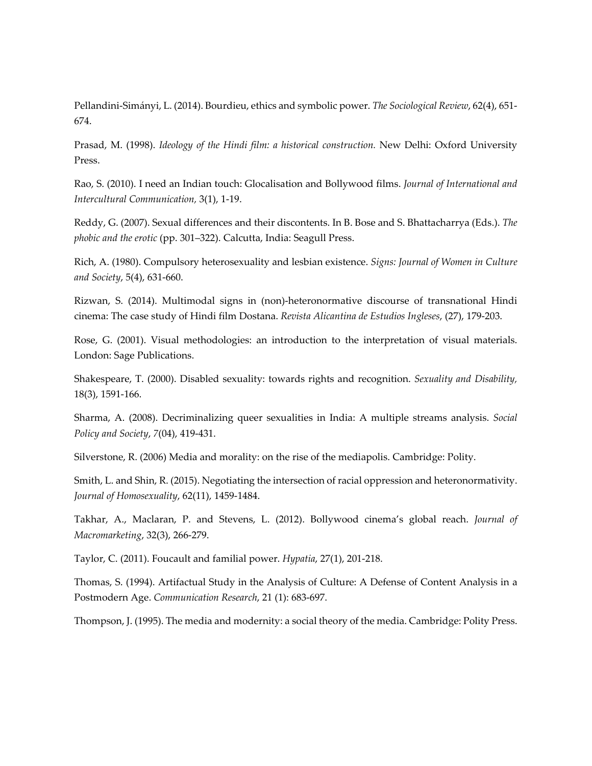Pellandini-Simányi, L. (2014). Bourdieu, ethics and symbolic power. *The Sociological Review*, 62(4), 651-674.

Prasad, M. (1998). *Ideology of the Hindi film: a historical construction.* New Delhi: Oxford University Press.

Rao, S. (2010). I need an Indian touch: Glocalisation and Bollywood films. *Journal of International and Intercultural Communication,* 3(1), 1-19.

Reddy, G. (2007). Sexual differences and their discontents. In B. Bose and S. Bhattacharrya (Eds.). *The phobic and the erotic* (pp. 301–322). Calcutta, India: Seagull Press.

Rich, A. (1980). Compulsory heterosexuality and lesbian existence. *Signs: Journal of Women in Culture and Society*, 5(4), 631-660.

Rizwan, S. (2014). Multimodal signs in (non)-heteronormative discourse of transnational Hindi cinema: The case study of Hindi film Dostana. *Revista Alicantina de Estudios Ingleses*, (27), 179-203.

Rose, G. (2001). Visual methodologies: an introduction to the interpretation of visual materials. London: Sage Publications.

Shakespeare, T. (2000). Disabled sexuality: towards rights and recognition. *Sexuality and Disability,* 18(3), 1591-166.

Sharma, A. (2008). Decriminalizing queer sexualities in India: A multiple streams analysis. *Social Policy and Society*, *7*(04), 419-431.

Silverstone, R. (2006) Media and morality: on the rise of the mediapolis. Cambridge: Polity.

Smith, L. and Shin, R. (2015). Negotiating the intersection of racial oppression and heteronormativity. *Journal of Homosexuality*, 62(11), 1459-1484.

Takhar, A., Maclaran, P. and Stevens, L. (2012). Bollywood cinema's global reach. *Journal of Macromarketing*, 32(3), 266-279.

Taylor, C. (2011). Foucault and familial power. *Hypatia,* 27(1), 201-218.

Thomas, S. (1994). Artifactual Study in the Analysis of Culture: A Defense of Content Analysis in a Postmodern Age. *Communication Research*, 21 (1): 683-697.

Thompson, J. (1995). The media and modernity: a social theory of the media. Cambridge: Polity Press.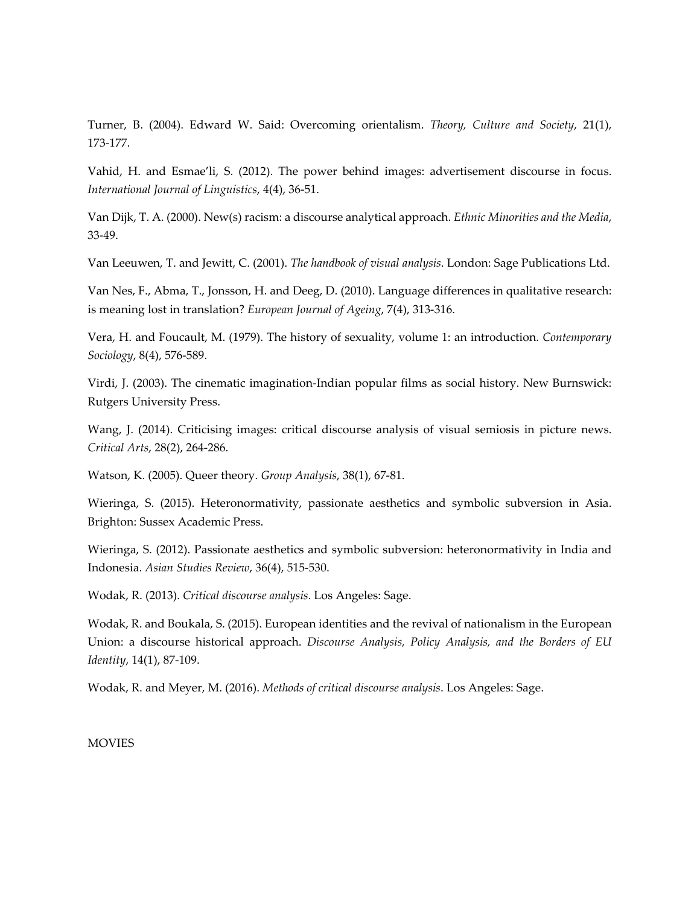Turner, B. (2004). Edward W. Said: Overcoming orientalism. *Theory, Culture and Society*, 21(1), 173-177.

Vahid, H. and Esmae'li, S. (2012). The power behind images: advertisement discourse in focus. *International Journal of Linguistics*, 4(4), 36-51.

Van Dijk, T. A. (2000). New(s) racism: a discourse analytical approach. *Ethnic Minorities and the Media*, 33-49.

Van Leeuwen, T. and Jewitt, C. (2001). *The handbook of visual analysis*. London: Sage Publications Ltd.

Van Nes, F., Abma, T., Jonsson, H. and Deeg, D. (2010). Language differences in qualitative research: is meaning lost in translation? *European Journal of Ageing*, 7(4), 313-316.

Vera, H. and Foucault, M. (1979). The history of sexuality, volume 1: an introduction. *Contemporary Sociology*, 8(4), 576-589.

Virdi, J. (2003). The cinematic imagination-Indian popular films as social history. New Burnswick: Rutgers University Press.

Wang, J. (2014). Criticising images: critical discourse analysis of visual semiosis in picture news. *Critical Arts*, 28(2), 264-286.

Watson, K. (2005). Queer theory. *Group Analysis*, 38(1), 67-81.

Wieringa, S. (2015). Heteronormativity, passionate aesthetics and symbolic subversion in Asia. Brighton: Sussex Academic Press.

Wieringa, S. (2012). Passionate aesthetics and symbolic subversion: heteronormativity in India and Indonesia. *Asian Studies Review*, 36(4), 515-530.

Wodak, R. (2013). *Critical discourse analysis*. Los Angeles: Sage.

Wodak, R. and Boukala, S. (2015). European identities and the revival of nationalism in the European Union: a discourse historical approach. *Discourse Analysis, Policy Analysis, and the Borders of EU Identity*, 14(1), 87-109.

Wodak, R. and Meyer, M. (2016). *Methods of critical discourse analysis*. Los Angeles: Sage.

MOVIES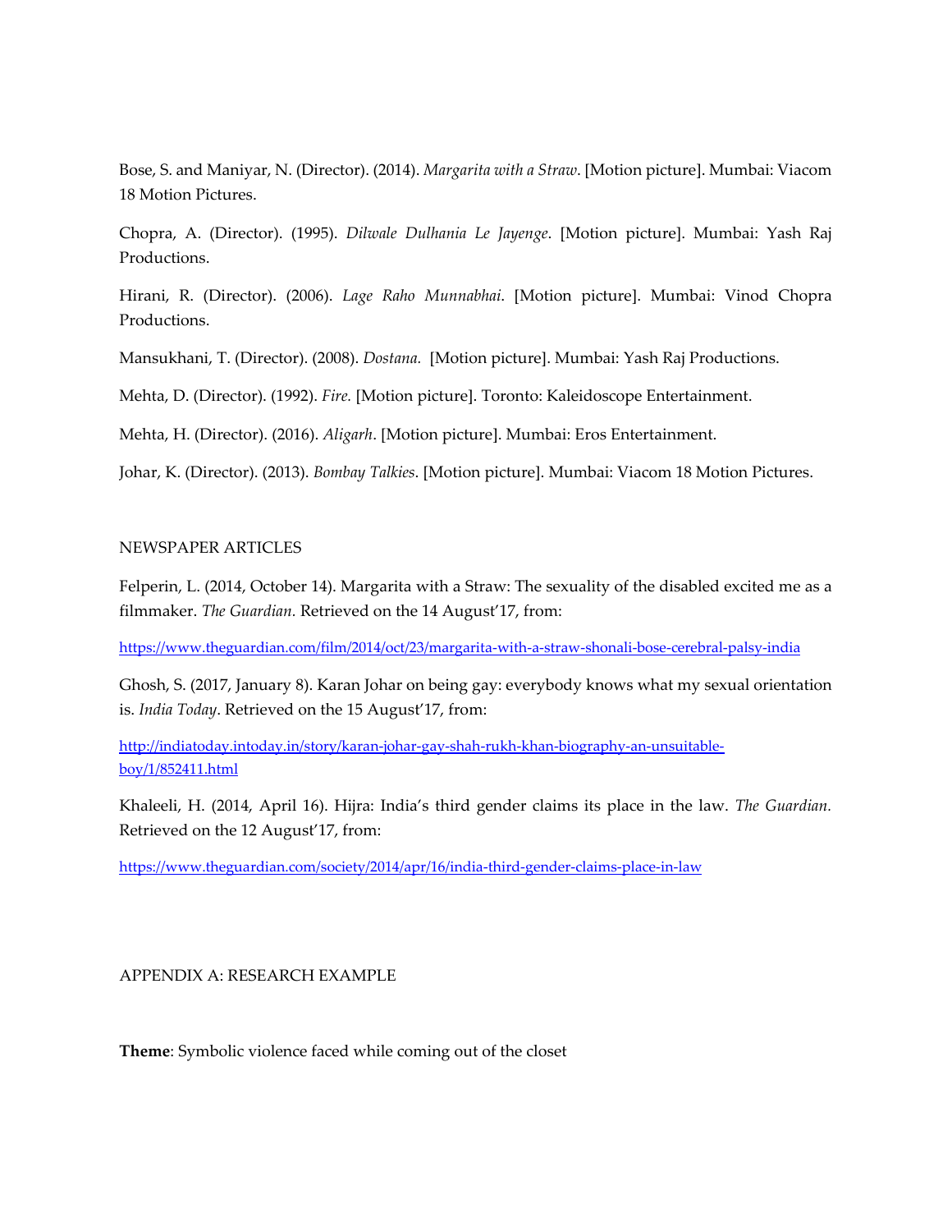Bose, S. and Maniyar, N. (Director). (2014). *Margarita with a Straw*. [Motion picture]. Mumbai: Viacom 18 Motion Pictures.

Chopra, A. (Director). (1995). *Dilwale Dulhania Le Jayenge*. [Motion picture]. Mumbai: Yash Raj Productions.

Hirani, R. (Director). (2006). *Lage Raho Munnabhai*. [Motion picture]. Mumbai: Vinod Chopra Productions.

Mansukhani, T. (Director). (2008). *Dostana.* [Motion picture]. Mumbai: Yash Raj Productions.

Mehta, D. (Director). (1992). *Fire.* [Motion picture]. Toronto: Kaleidoscope Entertainment.

Mehta, H. (Director). (2016). *Aligarh*. [Motion picture]. Mumbai: Eros Entertainment.

Johar, K. (Director). (2013). *Bombay Talkies*. [Motion picture]. Mumbai: Viacom 18 Motion Pictures.

NEWSPAPER ARTICLES

Felperin, L. (2014, October 14). Margarita with a Straw: The sexuality of the disabled excited me as a filmmaker. *The Guardian.* Retrieved on the 14 August'17, from:

https://www.theguardian.com/film/2014/oct/23/margarita-with-a-straw-shonali-bose-cerebral-palsy-india

Ghosh, S. (2017, January 8). Karan Johar on being gay: everybody knows what my sexual orientation is. *India Today*. Retrieved on the 15 August'17, from:

http://indiatoday.intoday.in/story/karan-johar-gay-shah-rukh-khan-biography-an-unsuitable-boy/1/852411.html

Khaleeli, H. (2014, April 16). Hijra: India's third gender claims its place in the law. *The Guardian.* Retrieved on the 12 August'17, from:

https://www.theguardian.com/society/2014/apr/16/india-third-gender-claims-place-in-law

APPENDIX A: RESEARCH EXAMPLE

**Theme**: Symbolic violence faced while coming out of the closet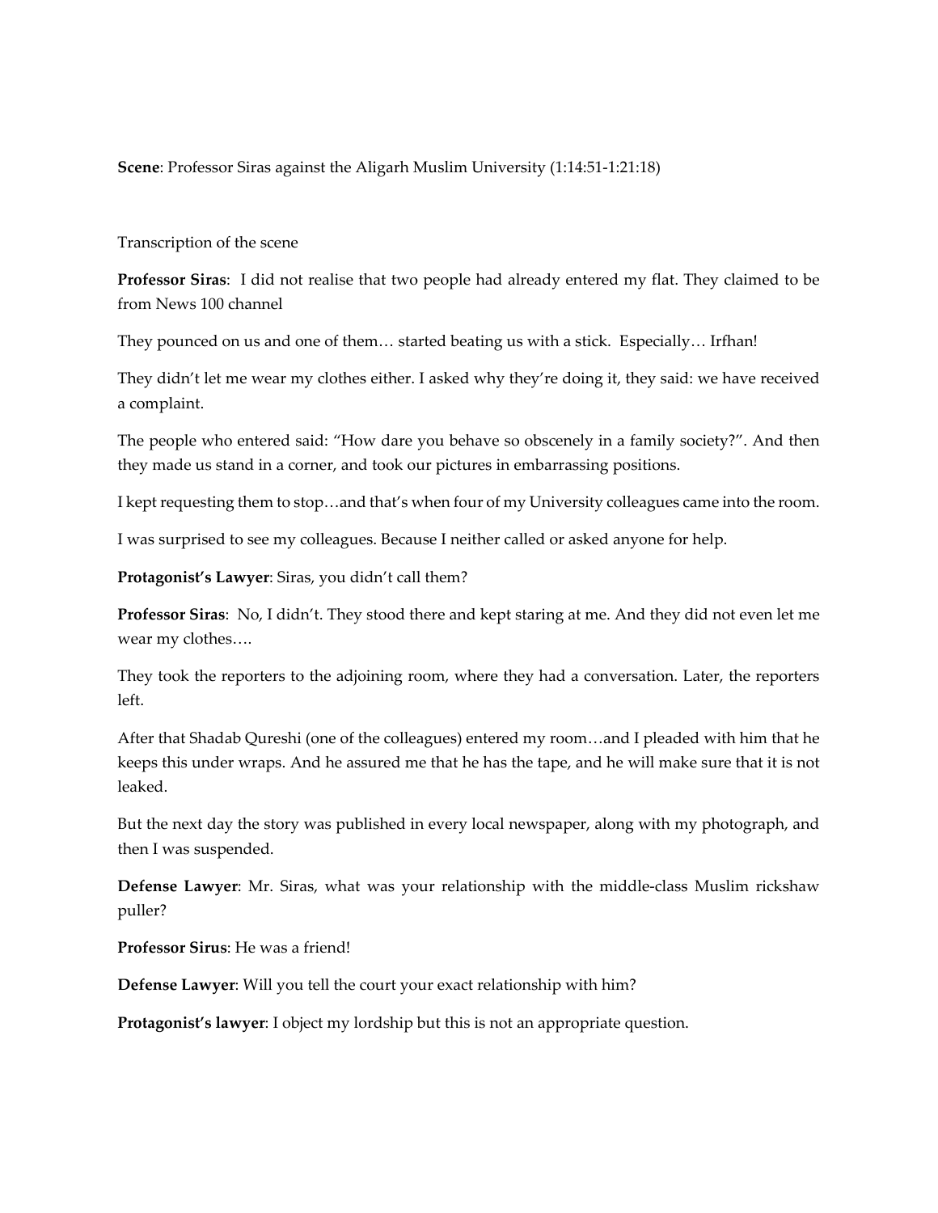**Scene**: Professor Siras against the Aligarh Muslim University (1:14:51-1:21:18)

Transcription of the scene

**Professor Siras**: I did not realise that two people had already entered my flat. They claimed to be from News 100 channel

They pounced on us and one of them… started beating us with a stick. Especially… Irfhan!

They didn't let me wear my clothes either. I asked why they're doing it, they said: we have received a complaint.

The people who entered said: "How dare you behave so obscenely in a family society?". And then they made us stand in a corner, and took our pictures in embarrassing positions.

I kept requesting them to stop…and that's when four of my University colleagues came into the room.

I was surprised to see my colleagues. Because I neither called or asked anyone for help.

**Protagonist's Lawyer**: Siras, you didn't call them?

**Professor Siras**: No, I didn't. They stood there and kept staring at me. And they did not even let me wear my clothes….

They took the reporters to the adjoining room, where they had a conversation. Later, the reporters left.

After that Shadab Qureshi (one of the colleagues) entered my room…and I pleaded with him that he keeps this under wraps. And he assured me that he has the tape, and he will make sure that it is not leaked.

But the next day the story was published in every local newspaper, along with my photograph, and then I was suspended.

**Defense Lawyer**: Mr. Siras, what was your relationship with the middle-class Muslim rickshaw puller?

**Professor Sirus**: He was a friend!

**Defense Lawyer**: Will you tell the court your exact relationship with him?

**Protagonist's lawyer**: I object my lordship but this is not an appropriate question.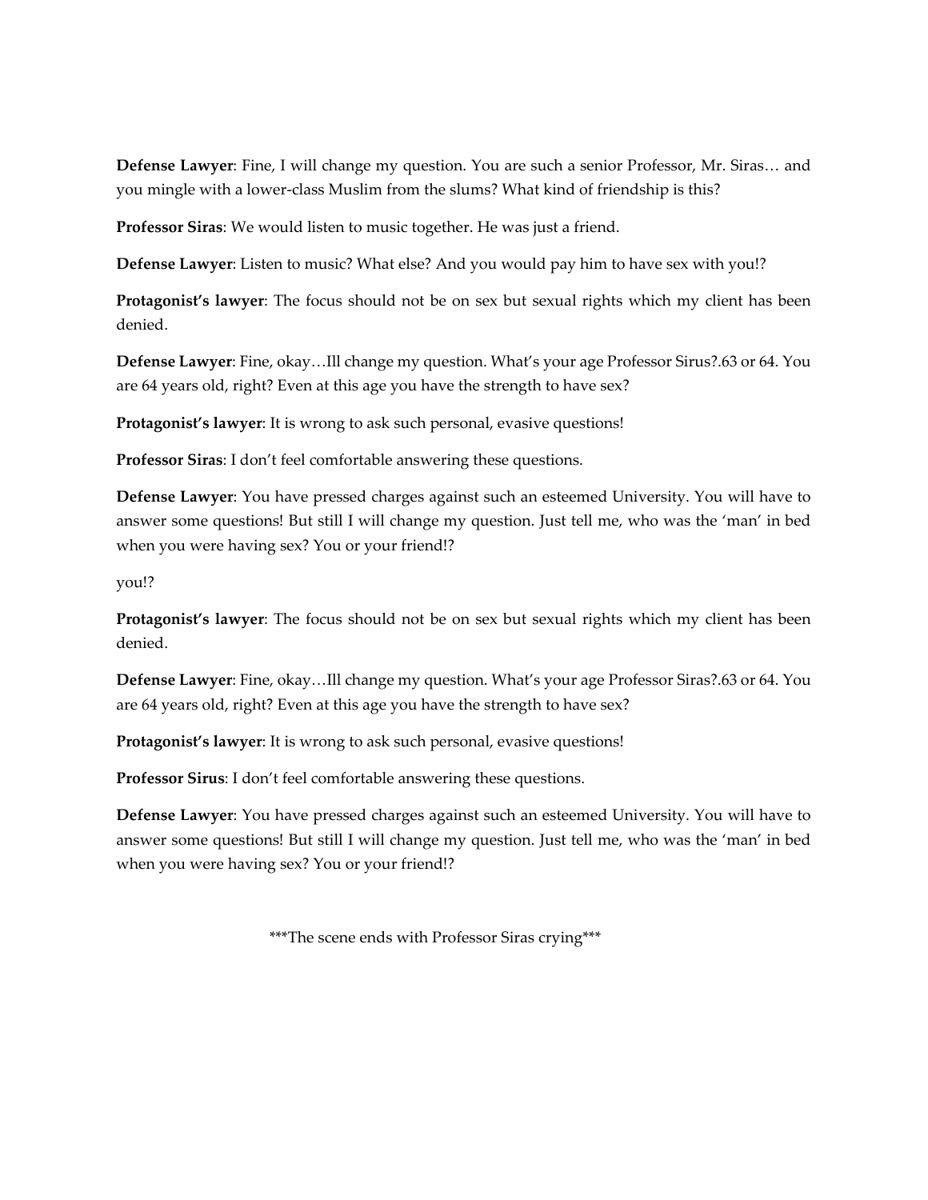**Defense Lawyer**: Fine, I will change my question. You are such a senior Professor, Mr. Siras… and you mingle with a lower-class Muslim from the slums? What kind of friendship is this?

**Professor Siras**: We would listen to music together. He was just a friend.

**Defense Lawyer**: Listen to music? What else? And you would pay him to have sex with you!?

**Protagonist's lawyer**: The focus should not be on sex but sexual rights which my client has been denied.

**Defense Lawyer**: Fine, okay…Ill change my question. What's your age Professor Sirus?.63 or 64. You are 64 years old, right? Even at this age you have the strength to have sex?

**Protagonist's lawyer**: It is wrong to ask such personal, evasive questions!

**Professor Siras**: I don't feel comfortable answering these questions.

**Defense Lawyer**: You have pressed charges against such an esteemed University. You will have to answer some questions! But still I will change my question. Just tell me, who was the 'man' in bed when you were having sex? You or your friend!?

you!?

**Protagonist's lawyer**: The focus should not be on sex but sexual rights which my client has been denied.

**Defense Lawyer**: Fine, okay…Ill change my question. What's your age Professor Siras?.63 or 64. You are 64 years old, right? Even at this age you have the strength to have sex?

**Protagonist's lawyer**: It is wrong to ask such personal, evasive questions!

**Professor Sirus**: I don't feel comfortable answering these questions.

**Defense Lawyer**: You have pressed charges against such an esteemed University. You will have to answer some questions! But still I will change my question. Just tell me, who was the 'man' in bed when you were having sex? You or your friend!?

***The scene ends with Professor Siras crying***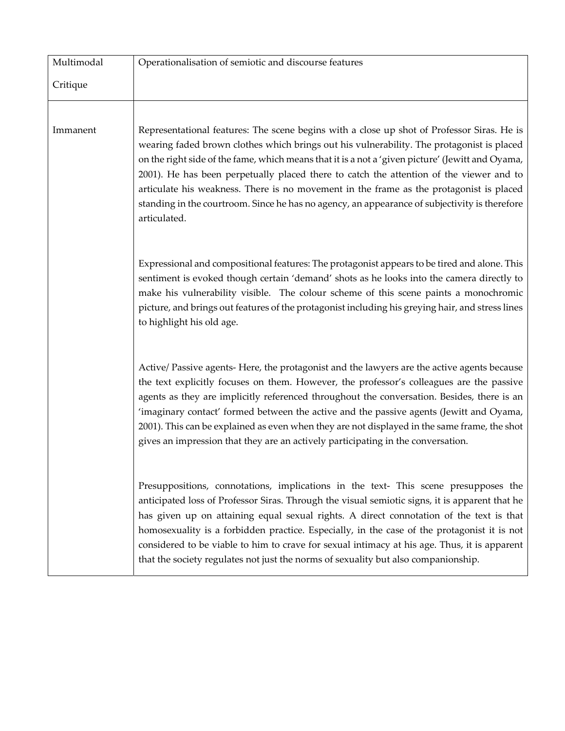| Multimodal Critique | Operationalisation of semiotic and discourse features |
|---|---|
| Immanent | Representational features: The scene begins with a close up shot of Professor Siras. He is wearing faded brown clothes which brings out his vulnerability. The protagonist is placed on the right side of the fame, which means that it is a not a 'given picture' (Jewitt and Oyama, 2001). He has been perpetually placed there to catch the attention of the viewer and to articulate his weakness. There is no movement in the frame as the protagonist is placed standing in the courtroom. Since he has no agency, an appearance of subjectivity is therefore articulated.<br><br>Expressional and compositional features: The protagonist appears to be tired and alone. This sentiment is evoked though certain 'demand' shots as he looks into the camera directly to make his vulnerability visible. The colour scheme of this scene paints a monochromic picture, and brings out features of the protagonist including his greying hair, and stress lines to highlight his old age.<br><br>Active/ Passive agents- Here, the protagonist and the lawyers are the active agents because the text explicitly focuses on them. However, the professor's colleagues are the passive agents as they are implicitly referenced throughout the conversation. Besides, there is an 'imaginary contact' formed between the active and the passive agents (Jewitt and Oyama, 2001). This can be explained as even when they are not displayed in the same frame, the shot gives an impression that they are an actively participating in the conversation.<br><br>Presuppositions, connotations, implications in the text- This scene presupposes the anticipated loss of Professor Siras. Through the visual semiotic signs, it is apparent that he has given up on attaining equal sexual rights. A direct connotation of the text is that homosexuality is a forbidden practice. Especially, in the case of the protagonist it is not considered to be viable to him to crave for sexual intimacy at his age. Thus, it is apparent that the society regulates not just the norms of sexuality but also companionship. |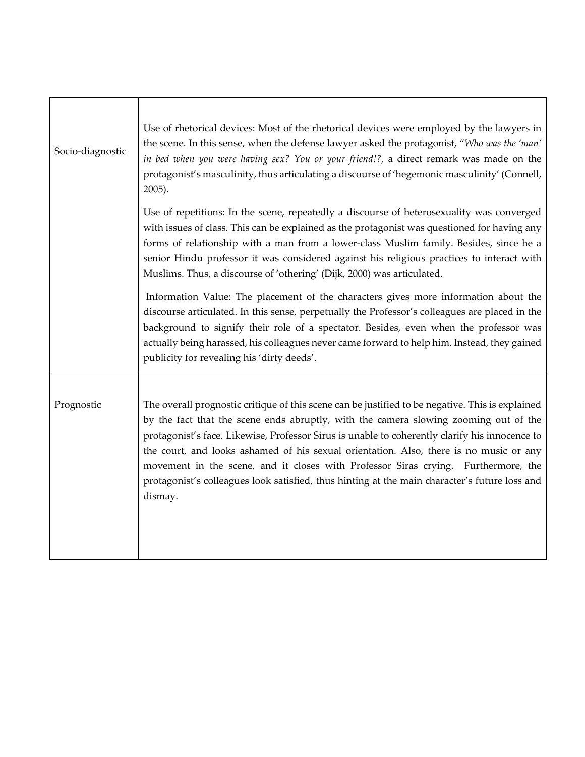| | |
|---|---|
| Socio-diagnostic | Use of rhetorical devices: Most of the rhetorical devices were employed by the lawyers in the scene. In this sense, when the defense lawyer asked the protagonist, "*Who was the 'man' in bed when you were having sex? You or your friend!?*, a direct remark was made on the protagonist's masculinity, thus articulating a discourse of 'hegemonic masculinity' (Connell, 2005).<br><br>Use of repetitions: In the scene, repeatedly a discourse of heterosexuality was converged with issues of class. This can be explained as the protagonist was questioned for having any forms of relationship with a man from a lower-class Muslim family. Besides, since he a senior Hindu professor it was considered against his religious practices to interact with Muslims. Thus, a discourse of 'othering' (Dijk, 2000) was articulated.<br><br>Information Value: The placement of the characters gives more information about the discourse articulated. In this sense, perpetually the Professor's colleagues are placed in the background to signify their role of a spectator. Besides, even when the professor was actually being harassed, his colleagues never came forward to help him. Instead, they gained publicity for revealing his 'dirty deeds'. |
| Prognostic | The overall prognostic critique of this scene can be justified to be negative. This is explained by the fact that the scene ends abruptly, with the camera slowing zooming out of the protagonist's face. Likewise, Professor Sirus is unable to coherently clarify his innocence to the court, and looks ashamed of his sexual orientation. Also, there is no music or any movement in the scene, and it closes with Professor Siras crying. Furthermore, the protagonist's colleagues look satisfied, thus hinting at the main character's future loss and dismay. |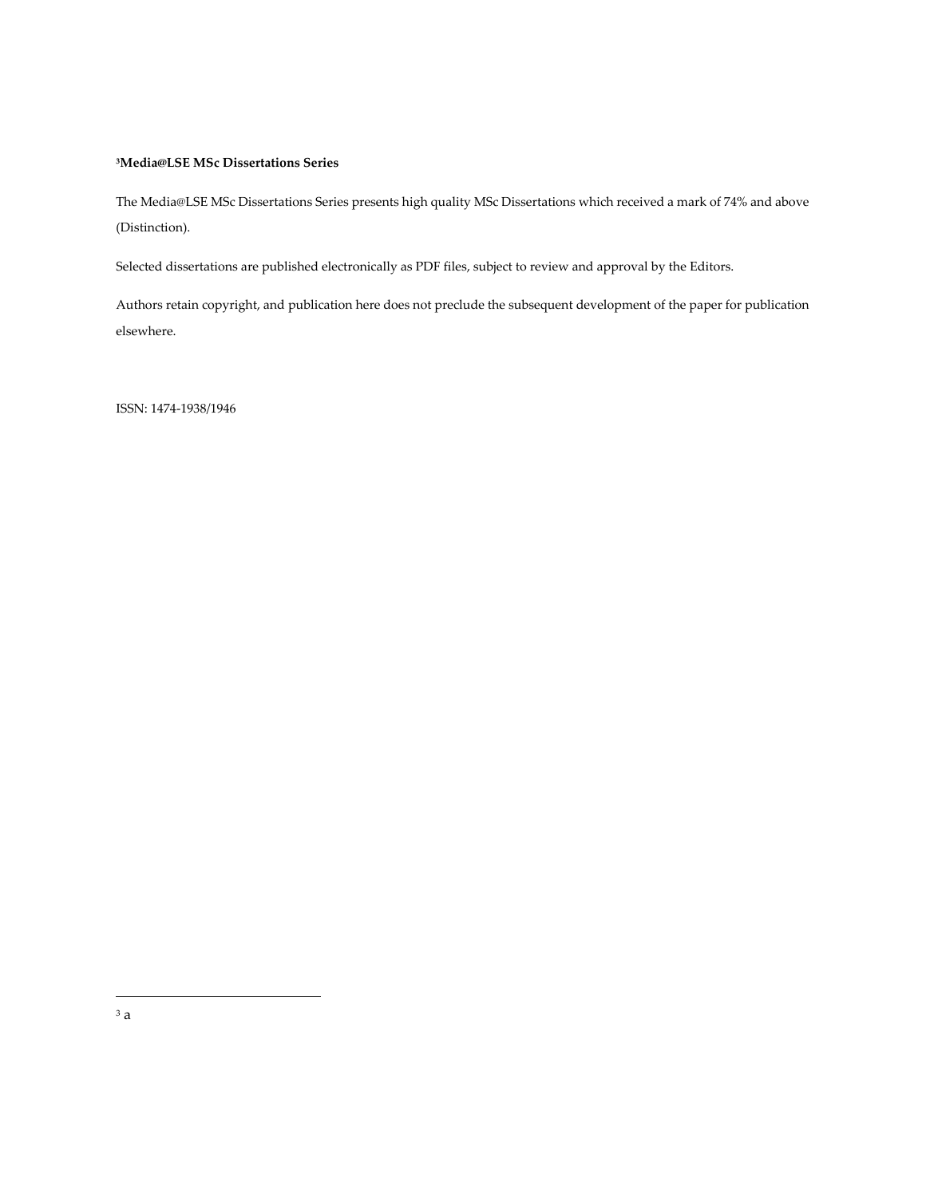**[3]Media@LSE MSc Dissertations Series**

The Media@LSE MSc Dissertations Series presents high quality MSc Dissertations which received a mark of 74% and above (Distinction).

Selected dissertations are published electronically as PDF files, subject to review and approval by the Editors.

Authors retain copyright, and publication here does not preclude the subsequent development of the paper for publication elsewhere.

ISSN: 1474-1938/1946

---

[3] a